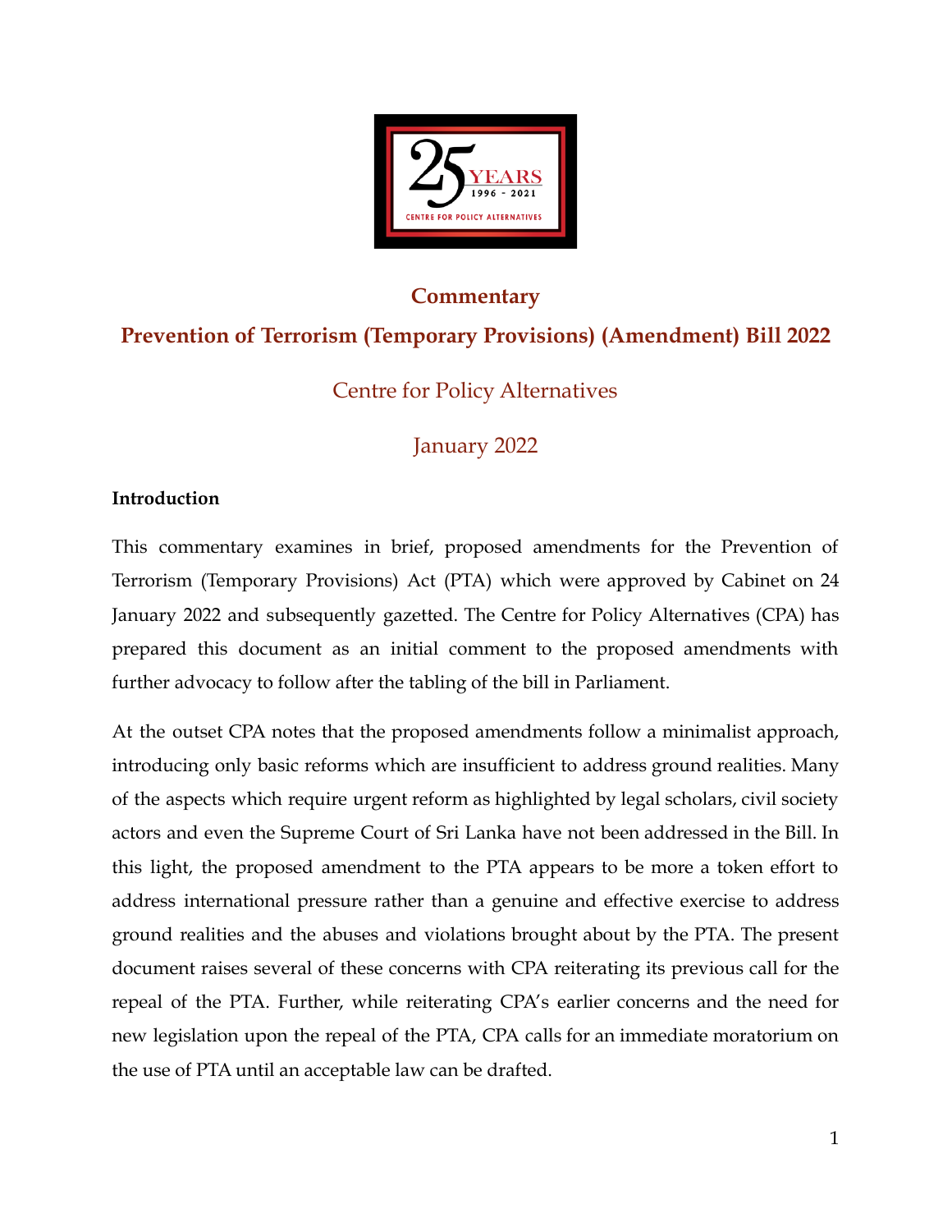# Commentary

## Prevention of Terrorism (Temporary Provisions) (Amendment) Bill 2022

Centre for Policy Alternatives

January 2022

**Introduction**

This commentary examines in brief, proposed amendments for the Prevention of Terrorism (Temporary Provisions) Act (PTA) which were approved by Cabinet on 24 January 2022 and subsequently gazetted. The Centre for Policy Alternatives (CPA) has prepared this document as an initial comment to the proposed amendments with further advocacy to follow after the tabling of the bill in Parliament.

At the outset CPA notes that the proposed amendments follow a minimalist approach, introducing only basic reforms which are insufficient to address ground realities. Many of the aspects which require urgent reform as highlighted by legal scholars, civil society actors and even the Supreme Court of Sri Lanka have not been addressed in the Bill. In this light, the proposed amendment to the PTA appears to be more a token effort to address international pressure rather than a genuine and effective exercise to address ground realities and the abuses and violations brought about by the PTA. The present document raises several of these concerns with CPA reiterating its previous call for the repeal of the PTA. Further, while reiterating CPA's earlier concerns and the need for new legislation upon the repeal of the PTA, CPA calls for an immediate moratorium on the use of PTA until an acceptable law can be drafted.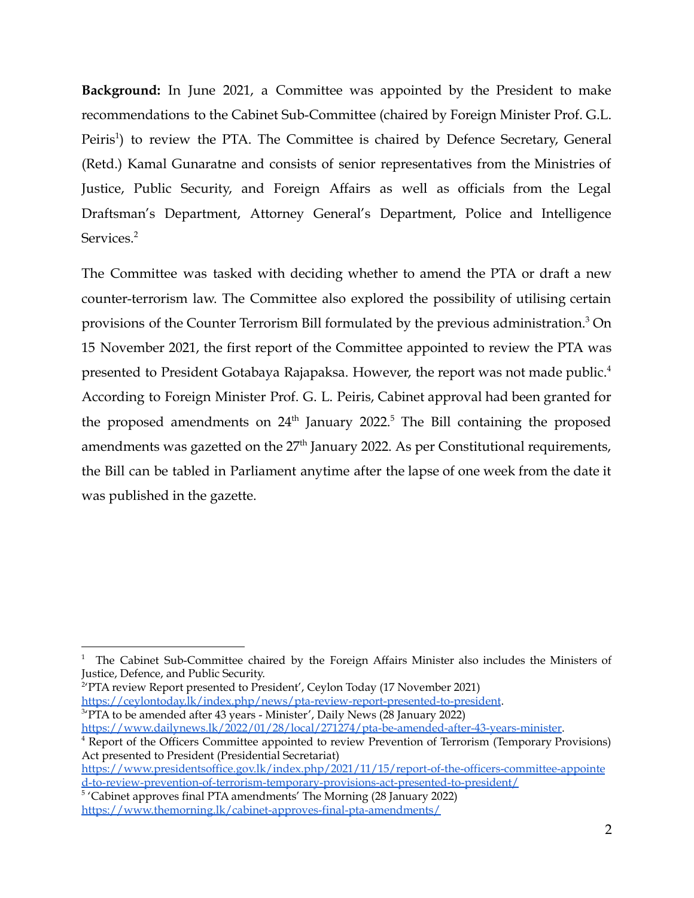**Background:** In June 2021, a Committee was appointed by the President to make recommendations to the Cabinet Sub-Committee (chaired by Foreign Minister Prof. G.L. Peiris[1]) to review the PTA. The Committee is chaired by Defence Secretary, General (Retd.) Kamal Gunaratne and consists of senior representatives from the Ministries of Justice, Public Security, and Foreign Affairs as well as officials from the Legal Draftsman's Department, Attorney General's Department, Police and Intelligence Services.[2]

The Committee was tasked with deciding whether to amend the PTA or draft a new counter-terrorism law. The Committee also explored the possibility of utilising certain provisions of the Counter Terrorism Bill formulated by the previous administration.[3] On 15 November 2021, the first report of the Committee appointed to review the PTA was presented to President Gotabaya Rajapaksa. However, the report was not made public.[4] According to Foreign Minister Prof. G. L. Peiris, Cabinet approval had been granted for the proposed amendments on 24th January 2022.[5] The Bill containing the proposed amendments was gazetted on the 27th January 2022. As per Constitutional requirements, the Bill can be tabled in Parliament anytime after the lapse of one week from the date it was published in the gazette.

---

[1] The Cabinet Sub-Committee chaired by the Foreign Affairs Minister also includes the Ministers of Justice, Defence, and Public Security.

[2] 'PTA review Report presented to President', Ceylon Today (17 November 2021) https://ceylontoday.lk/index.php/news/pta-review-report-presented-to-president.

[3] 'PTA to be amended after 43 years - Minister', Daily News (28 January 2022) https://www.dailynews.lk/2022/01/28/local/271274/pta-be-amended-after-43-years-minister.

[4] Report of the Officers Committee appointed to review Prevention of Terrorism (Temporary Provisions) Act presented to President (Presidential Secretariat) https://www.presidentsoffice.gov.lk/index.php/2021/11/15/report-of-the-officers-committee-appointed-to-review-prevention-of-terrorism-temporary-provisions-act-presented-to-president/

[5] 'Cabinet approves final PTA amendments' The Morning (28 January 2022) https://www.themorning.lk/cabinet-approves-final-pta-amendments/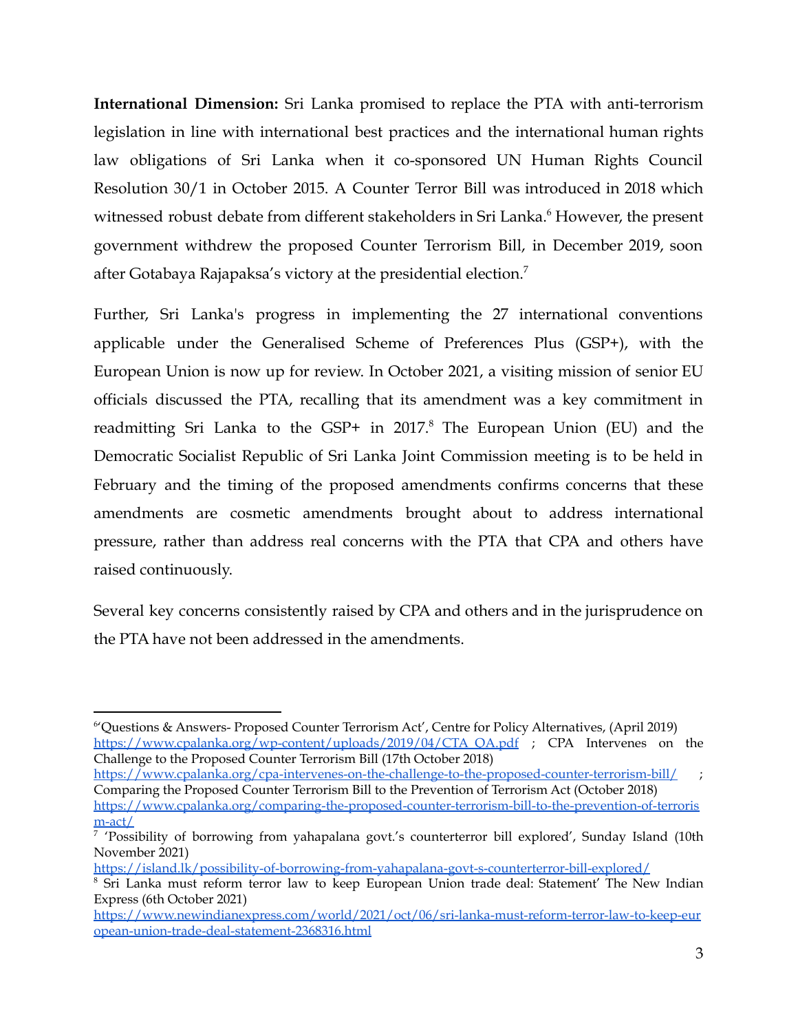**International Dimension:** Sri Lanka promised to replace the PTA with anti-terrorism legislation in line with international best practices and the international human rights law obligations of Sri Lanka when it co-sponsored UN Human Rights Council Resolution 30/1 in October 2015. A Counter Terror Bill was introduced in 2018 which witnessed robust debate from different stakeholders in Sri Lanka.[6] However, the present government withdrew the proposed Counter Terrorism Bill, in December 2019, soon after Gotabaya Rajapaksa's victory at the presidential election.[7]

Further, Sri Lanka's progress in implementing the 27 international conventions applicable under the Generalised Scheme of Preferences Plus (GSP+), with the European Union is now up for review. In October 2021, a visiting mission of senior EU officials discussed the PTA, recalling that its amendment was a key commitment in readmitting Sri Lanka to the GSP+ in 2017.[8] The European Union (EU) and the Democratic Socialist Republic of Sri Lanka Joint Commission meeting is to be held in February and the timing of the proposed amendments confirms concerns that these amendments are cosmetic amendments brought about to address international pressure, rather than address real concerns with the PTA that CPA and others have raised continuously.

Several key concerns consistently raised by CPA and others and in the jurisprudence on the PTA have not been addressed in the amendments.

---

[6] 'Questions & Answers- Proposed Counter Terrorism Act', Centre for Policy Alternatives, (April 2019) https://www.cpalanka.org/wp-content/uploads/2019/04/CTA_QA.pdf ; CPA Intervenes on the Challenge to the Proposed Counter Terrorism Bill (17th October 2018) https://www.cpalanka.org/cpa-intervenes-on-the-challenge-to-the-proposed-counter-terrorism-bill/ ; Comparing the Proposed Counter Terrorism Bill to the Prevention of Terrorism Act (October 2018) https://www.cpalanka.org/comparing-the-proposed-counter-terrorism-bill-to-the-prevention-of-terrorism-act/

[7] 'Possibility of borrowing from yahapalana govt.'s counterterror bill explored', Sunday Island (10th November 2021) https://island.lk/possibility-of-borrowing-from-yahapalana-govt-s-counterterror-bill-explored/

[8] Sri Lanka must reform terror law to keep European Union trade deal: Statement' The New Indian Express (6th October 2021) https://www.newindianexpress.com/world/2021/oct/06/sri-lanka-must-reform-terror-law-to-keep-european-union-trade-deal-statement-2368316.html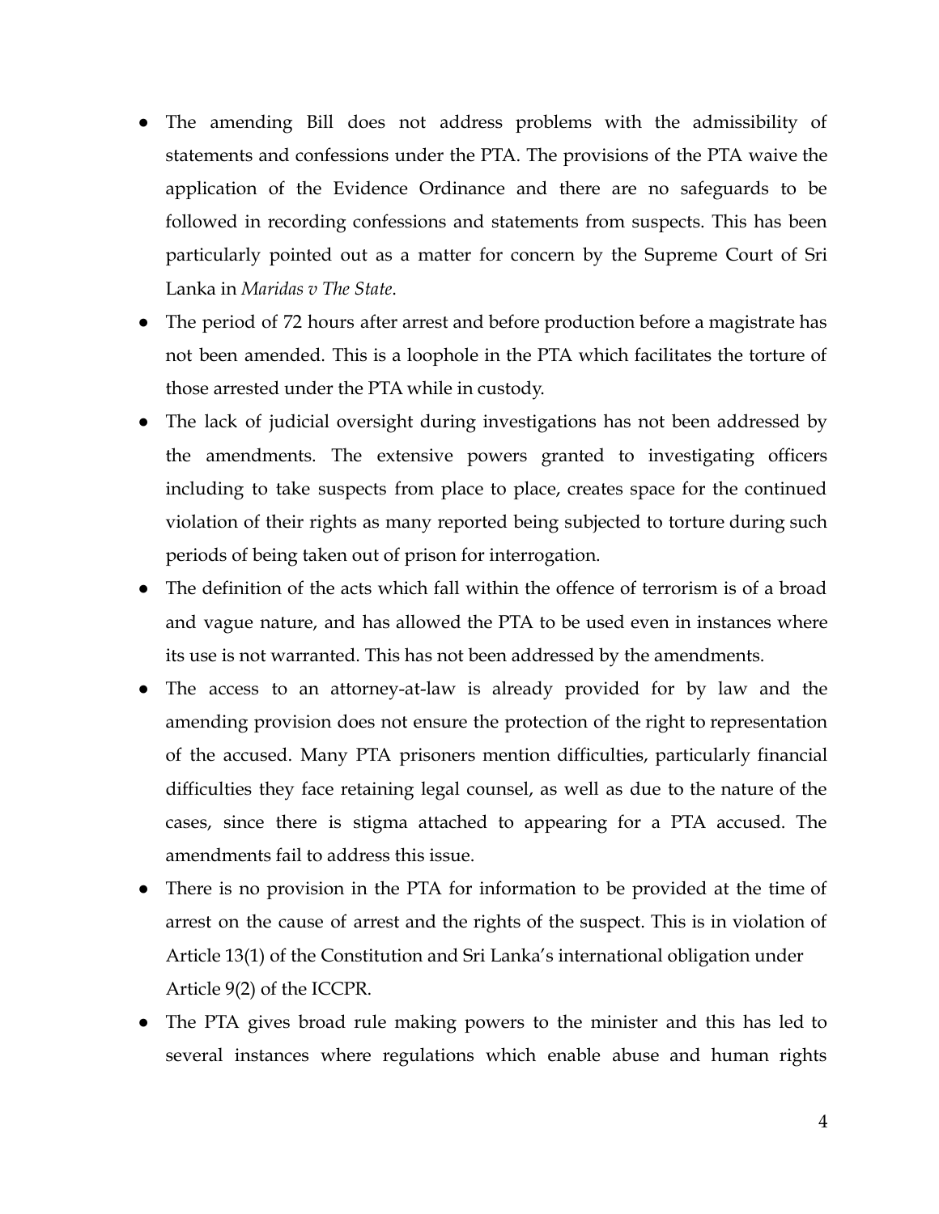- The amending Bill does not address problems with the admissibility of statements and confessions under the PTA. The provisions of the PTA waive the application of the Evidence Ordinance and there are no safeguards to be followed in recording confessions and statements from suspects. This has been particularly pointed out as a matter for concern by the Supreme Court of Sri Lanka in *Maridas v The State*.
- The period of 72 hours after arrest and before production before a magistrate has not been amended. This is a loophole in the PTA which facilitates the torture of those arrested under the PTA while in custody.
- The lack of judicial oversight during investigations has not been addressed by the amendments. The extensive powers granted to investigating officers including to take suspects from place to place, creates space for the continued violation of their rights as many reported being subjected to torture during such periods of being taken out of prison for interrogation.
- The definition of the acts which fall within the offence of terrorism is of a broad and vague nature, and has allowed the PTA to be used even in instances where its use is not warranted. This has not been addressed by the amendments.
- The access to an attorney-at-law is already provided for by law and the amending provision does not ensure the protection of the right to representation of the accused. Many PTA prisoners mention difficulties, particularly financial difficulties they face retaining legal counsel, as well as due to the nature of the cases, since there is stigma attached to appearing for a PTA accused. The amendments fail to address this issue.
- There is no provision in the PTA for information to be provided at the time of arrest on the cause of arrest and the rights of the suspect. This is in violation of Article 13(1) of the Constitution and Sri Lanka's international obligation under Article 9(2) of the ICCPR.
- The PTA gives broad rule making powers to the minister and this has led to several instances where regulations which enable abuse and human rights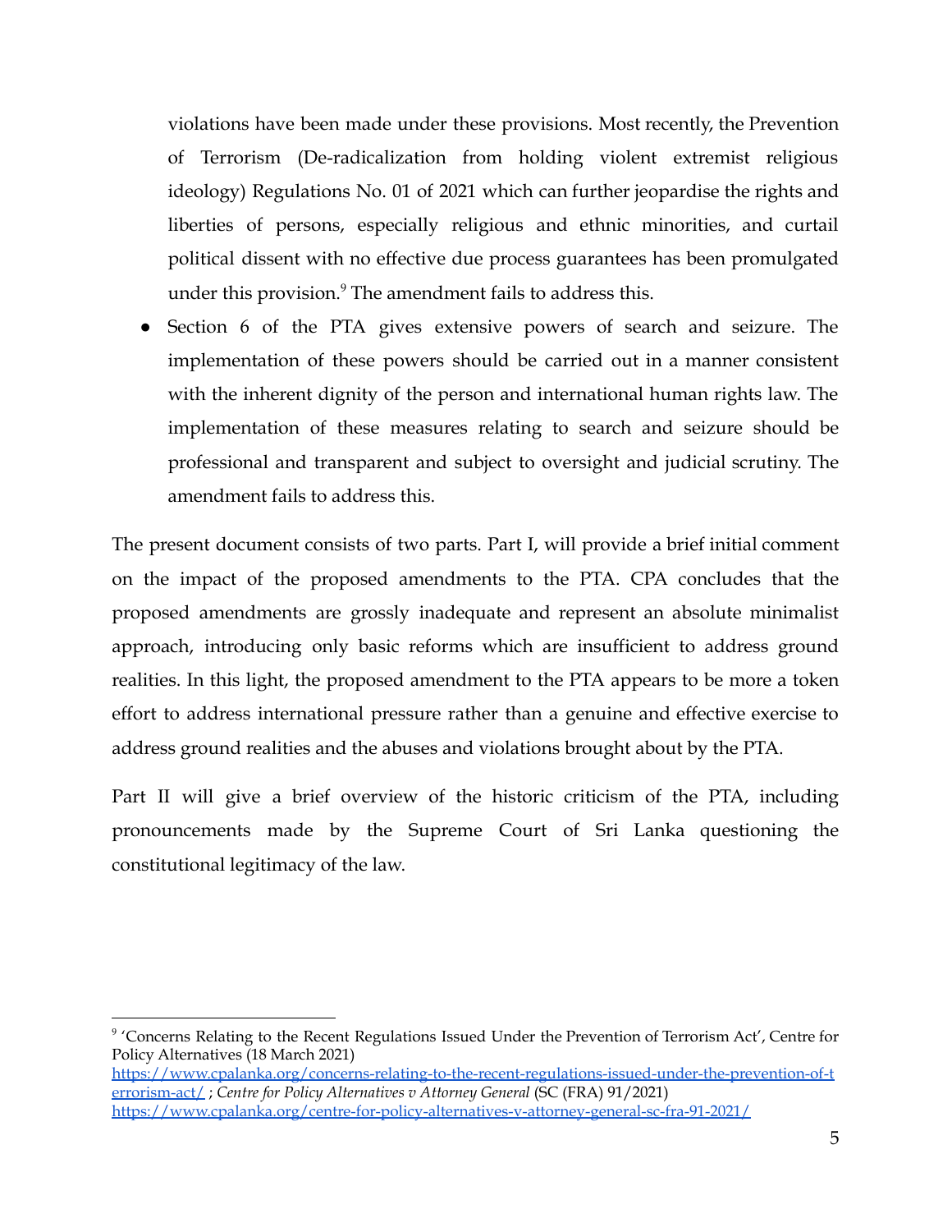violations have been made under these provisions. Most recently, the Prevention of Terrorism (De-radicalization from holding violent extremist religious ideology) Regulations No. 01 of 2021 which can further jeopardise the rights and liberties of persons, especially religious and ethnic minorities, and curtail political dissent with no effective due process guarantees has been promulgated under this provision.[9] The amendment fails to address this.

- Section 6 of the PTA gives extensive powers of search and seizure. The implementation of these powers should be carried out in a manner consistent with the inherent dignity of the person and international human rights law. The implementation of these measures relating to search and seizure should be professional and transparent and subject to oversight and judicial scrutiny. The amendment fails to address this.

The present document consists of two parts. Part I, will provide a brief initial comment on the impact of the proposed amendments to the PTA. CPA concludes that the proposed amendments are grossly inadequate and represent an absolute minimalist approach, introducing only basic reforms which are insufficient to address ground realities. In this light, the proposed amendment to the PTA appears to be more a token effort to address international pressure rather than a genuine and effective exercise to address ground realities and the abuses and violations brought about by the PTA.

Part II will give a brief overview of the historic criticism of the PTA, including pronouncements made by the Supreme Court of Sri Lanka questioning the constitutional legitimacy of the law.

---

[9] 'Concerns Relating to the Recent Regulations Issued Under the Prevention of Terrorism Act', Centre for Policy Alternatives (18 March 2021) https://www.cpalanka.org/concerns-relating-to-the-recent-regulations-issued-under-the-prevention-of-terrorism-act/ ; *Centre for Policy Alternatives v Attorney General* (SC (FRA) 91/2021) https://www.cpalanka.org/centre-for-policy-alternatives-v-attorney-general-sc-fra-91-2021/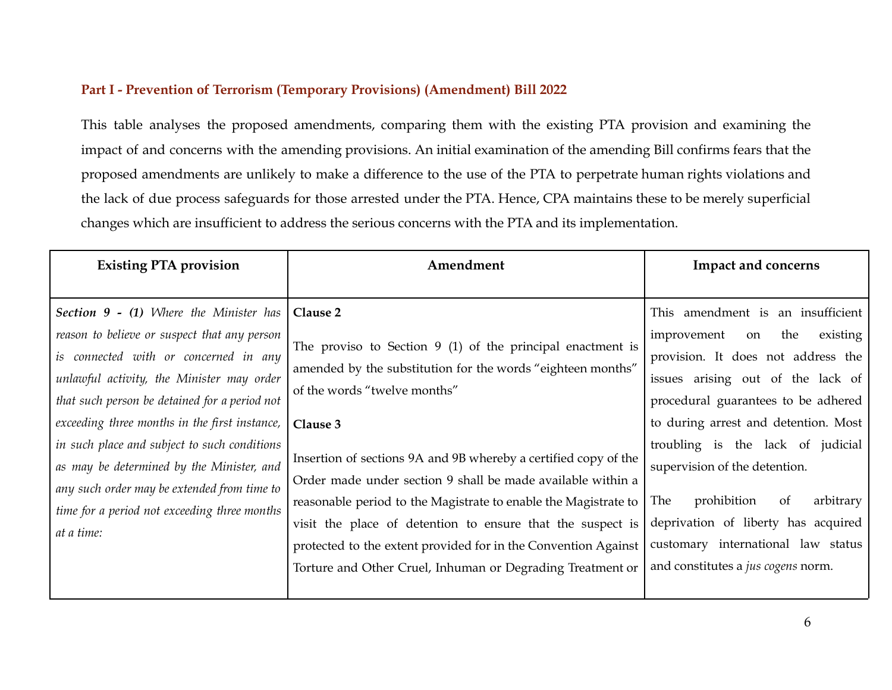### Part I - Prevention of Terrorism (Temporary Provisions) (Amendment) Bill 2022

This table analyses the proposed amendments, comparing them with the existing PTA provision and examining the impact of and concerns with the amending provisions. An initial examination of the amending Bill confirms fears that the proposed amendments are unlikely to make a difference to the use of the PTA to perpetrate human rights violations and the lack of due process safeguards for those arrested under the PTA. Hence, CPA maintains these to be merely superficial changes which are insufficient to address the serious concerns with the PTA and its implementation.

| Existing PTA provision | Amendment | Impact and concerns |
|---|---|---|
| ***Section 9 - (1)*** *Where the Minister has reason to believe or suspect that any person is connected with or concerned in any unlawful activity, the Minister may order that such person be detained for a period not exceeding three months in the first instance, in such place and subject to such conditions as may be determined by the Minister, and any such order may be extended from time to time for a period not exceeding three months at a time:* | **Clause 2**<br><br>The proviso to Section 9 (1) of the principal enactment is amended by the substitution for the words "eighteen months" of the words "twelve months"<br><br>**Clause 3**<br><br>Insertion of sections 9A and 9B whereby a certified copy of the Order made under section 9 shall be made available within a reasonable period to the Magistrate to enable the Magistrate to visit the place of detention to ensure that the suspect is protected to the extent provided for in the Convention Against Torture and Other Cruel, Inhuman or Degrading Treatment or | This amendment is an insufficient improvement on the existing provision. It does not address the issues arising out of the lack of procedural guarantees to be adhered to during arrest and detention. Most troubling is the lack of judicial supervision of the detention.<br><br>The prohibition of arbitrary deprivation of liberty has acquired customary international law status and constitutes a *jus cogens* norm. |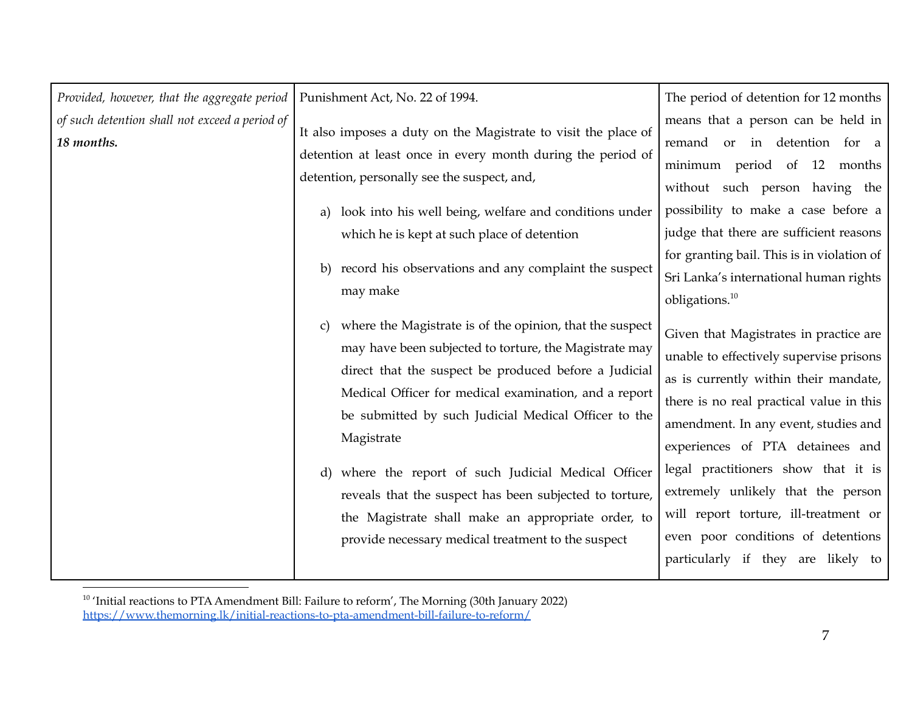| | | |
|---|---|---|
| *Provided, however, that the aggregate period of such detention shall not exceed a period of **18 months.*** | Punishment Act, No. 22 of 1994.<br><br>It also imposes a duty on the Magistrate to visit the place of detention at least once in every month during the period of detention, personally see the suspect, and,<br><br>a) look into his well being, welfare and conditions under which he is kept at such place of detention<br><br>b) record his observations and any complaint the suspect may make<br><br>c) where the Magistrate is of the opinion, that the suspect may have been subjected to torture, the Magistrate may direct that the suspect be produced before a Judicial Medical Officer for medical examination, and a report be submitted by such Judicial Medical Officer to the Magistrate<br><br>d) where the report of such Judicial Medical Officer reveals that the suspect has been subjected to torture, the Magistrate shall make an appropriate order, to provide necessary medical treatment to the suspect | The period of detention for 12 months means that a person can be held in remand or in detention for a minimum period of 12 months without such person having the possibility to make a case before a judge that there are sufficient reasons for granting bail. This is in violation of Sri Lanka's international human rights obligations.[10]<br><br>Given that Magistrates in practice are unable to effectively supervise prisons as is currently within their mandate, there is no real practical value in this amendment. In any event, studies and experiences of PTA detainees and legal practitioners show that it is extremely unlikely that the person will report torture, ill-treatment or even poor conditions of detentions particularly if they are likely to |

[10] 'Initial reactions to PTA Amendment Bill: Failure to reform', The Morning (30th January 2022) https://www.themorning.lk/initial-reactions-to-pta-amendment-bill-failure-to-reform/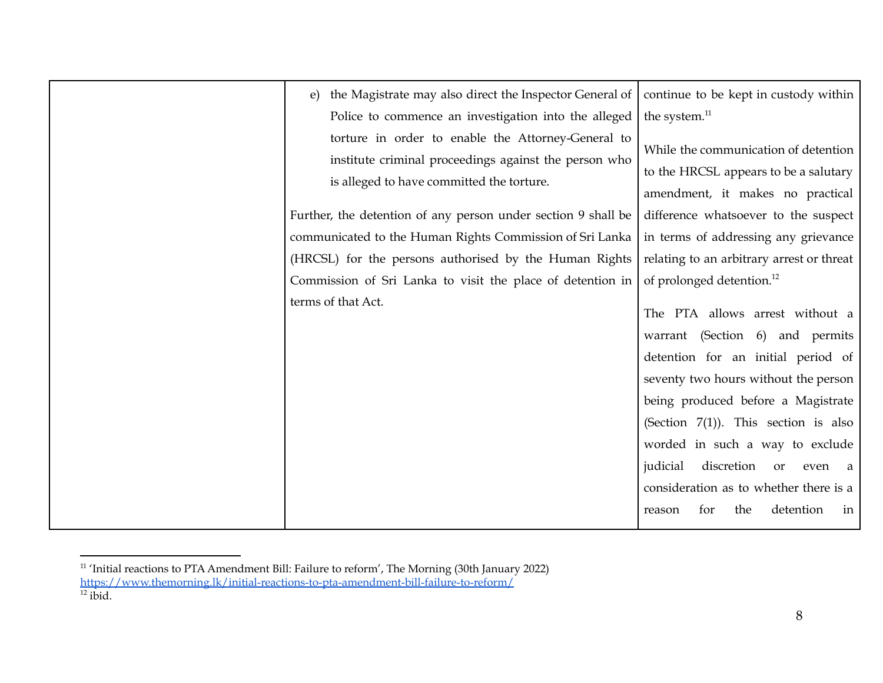| | | |
|---|---|---|
| | e) the Magistrate may also direct the Inspector General of Police to commence an investigation into the alleged torture in order to enable the Attorney-General to institute criminal proceedings against the person who is alleged to have committed the torture.<br><br>Further, the detention of any person under section 9 shall be communicated to the Human Rights Commission of Sri Lanka (HRCSL) for the persons authorised by the Human Rights Commission of Sri Lanka to visit the place of detention in terms of that Act. | continue to be kept in custody within the system.[11]<br><br>While the communication of detention to the HRCSL appears to be a salutary amendment, it makes no practical difference whatsoever to the suspect in terms of addressing any grievance relating to an arbitrary arrest or threat of prolonged detention.[12]<br><br>The PTA allows arrest without a warrant (Section 6) and permits detention for an initial period of seventy two hours without the person being produced before a Magistrate (Section 7(1)). This section is also worded in such a way to exclude judicial discretion or even a consideration as to whether there is a reason for the detention in |

[11] 'Initial reactions to PTA Amendment Bill: Failure to reform', The Morning (30th January 2022) https://www.themorning.lk/initial-reactions-to-pta-amendment-bill-failure-to-reform/

[12] ibid.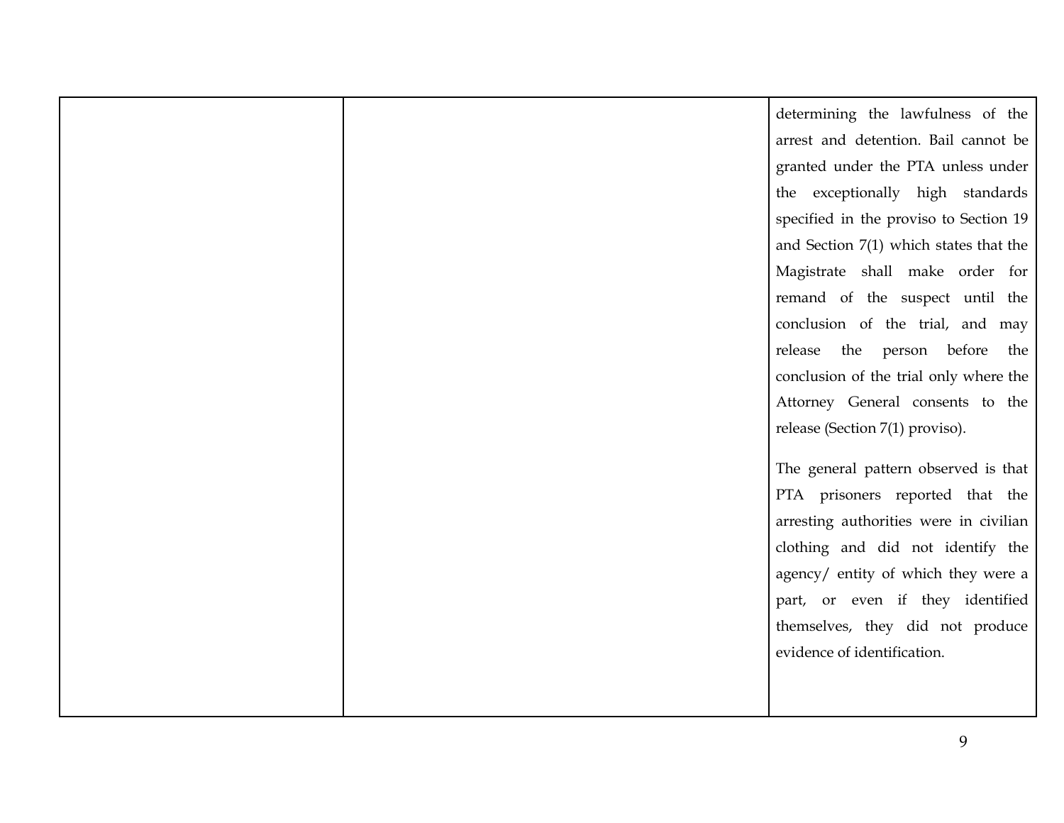| | | |
|---|---|---|
| | | determining the lawfulness of the arrest and detention. Bail cannot be granted under the PTA unless under the exceptionally high standards specified in the proviso to Section 19 and Section 7(1) which states that the Magistrate shall make order for remand of the suspect until the conclusion of the trial, and may release the person before the conclusion of the trial only where the Attorney General consents to the release (Section 7(1) proviso).<br><br>The general pattern observed is that PTA prisoners reported that the arresting authorities were in civilian clothing and did not identify the agency/ entity of which they were a part, or even if they identified themselves, they did not produce evidence of identification. |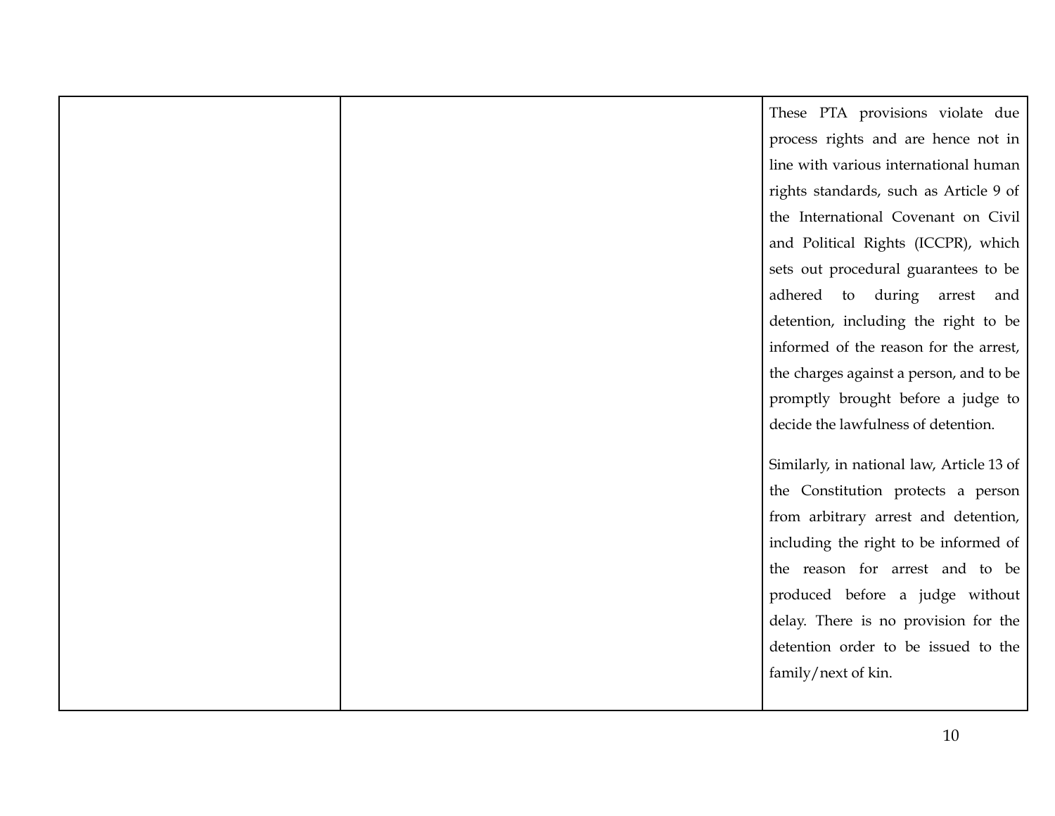| | | |
|---|---|---|
| | | These PTA provisions violate due process rights and are hence not in line with various international human rights standards, such as Article 9 of the International Covenant on Civil and Political Rights (ICCPR), which sets out procedural guarantees to be adhered to during arrest and detention, including the right to be informed of the reason for the arrest, the charges against a person, and to be promptly brought before a judge to decide the lawfulness of detention.<br><br>Similarly, in national law, Article 13 of the Constitution protects a person from arbitrary arrest and detention, including the right to be informed of the reason for arrest and to be produced before a judge without delay. There is no provision for the detention order to be issued to the family/next of kin. |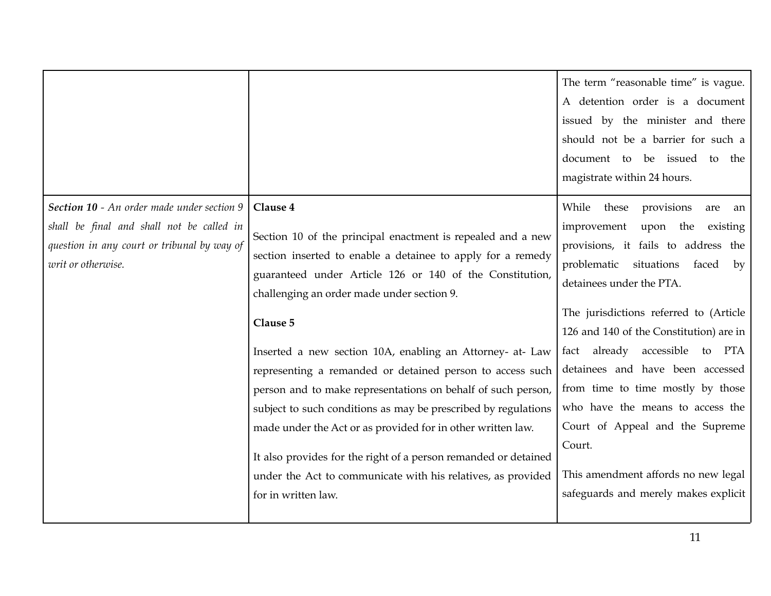| | | |
|---|---|---|
| | | The term "reasonable time" is vague. A detention order is a document issued by the minister and there should not be a barrier for such a document to be issued to the magistrate within 24 hours. |
| ***Section 10*** *- An order made under section 9 shall be final and shall not be called in question in any court or tribunal by way of writ or otherwise.* | **Clause 4**<br><br>Section 10 of the principal enactment is repealed and a new section inserted to enable a detainee to apply for a remedy guaranteed under Article 126 or 140 of the Constitution, challenging an order made under section 9.<br><br>**Clause 5**<br><br>Inserted a new section 10A, enabling an Attorney- at- Law representing a remanded or detained person to access such person and to make representations on behalf of such person, subject to such conditions as may be prescribed by regulations made under the Act or as provided for in other written law.<br><br>It also provides for the right of a person remanded or detained under the Act to communicate with his relatives, as provided for in written law. | While these provisions are an improvement upon the existing provisions, it fails to address the problematic situations faced by detainees under the PTA.<br><br>The jurisdictions referred to (Article 126 and 140 of the Constitution) are in fact already accessible to PTA detainees and have been accessed from time to time mostly by those who have the means to access the Court of Appeal and the Supreme Court.<br><br>This amendment affords no new legal safeguards and merely makes explicit |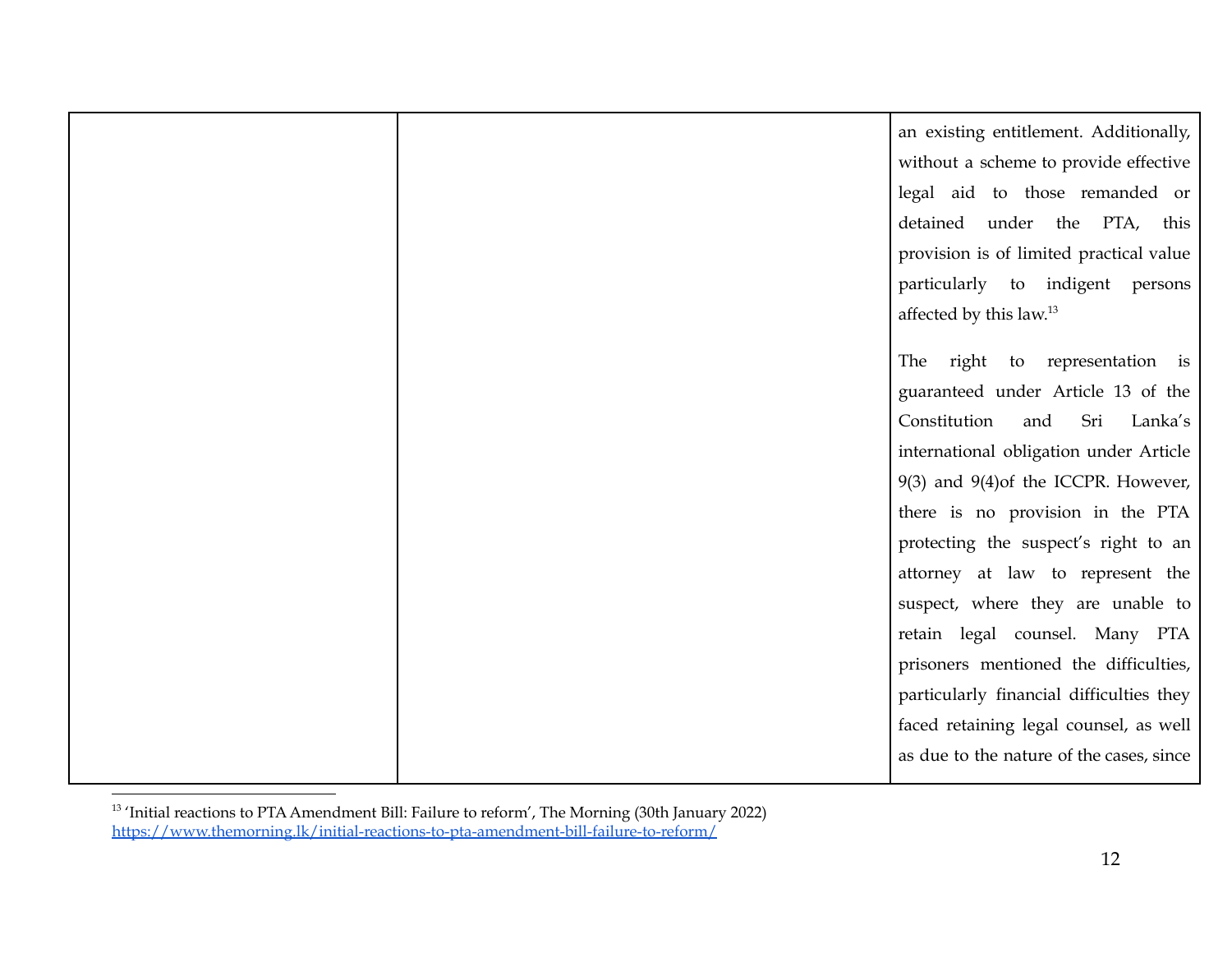| | | |
|---|---|---|
| | | an existing entitlement. Additionally, without a scheme to provide effective legal aid to those remanded or detained under the PTA, this provision is of limited practical value particularly to indigent persons affected by this law.[13]<br><br>The right to representation is guaranteed under Article 13 of the Constitution and Sri Lanka's international obligation under Article 9(3) and 9(4)of the ICCPR. However, there is no provision in the PTA protecting the suspect's right to an attorney at law to represent the suspect, where they are unable to retain legal counsel. Many PTA prisoners mentioned the difficulties, particularly financial difficulties they faced retaining legal counsel, as well as due to the nature of the cases, since |

[13] 'Initial reactions to PTA Amendment Bill: Failure to reform', The Morning (30th January 2022) https://www.themorning.lk/initial-reactions-to-pta-amendment-bill-failure-to-reform/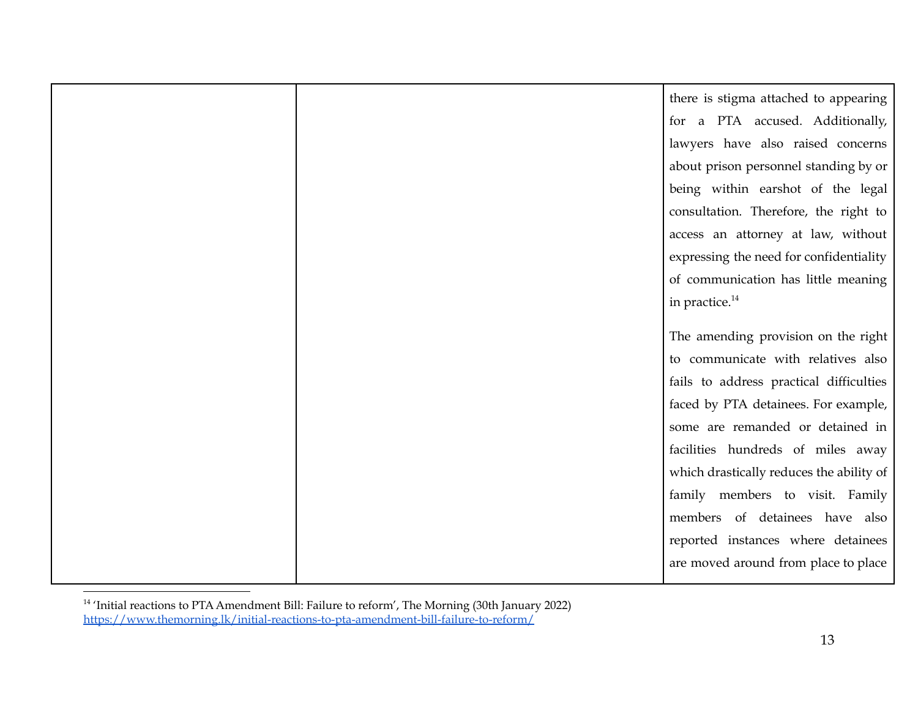| | | |
|---|---|---|
| | | there is stigma attached to appearing for a PTA accused. Additionally, lawyers have also raised concerns about prison personnel standing by or being within earshot of the legal consultation. Therefore, the right to access an attorney at law, without expressing the need for confidentiality of communication has little meaning in practice.[14]<br><br>The amending provision on the right to communicate with relatives also fails to address practical difficulties faced by PTA detainees. For example, some are remanded or detained in facilities hundreds of miles away which drastically reduces the ability of family members to visit. Family members of detainees have also reported instances where detainees are moved around from place to place |

[14] 'Initial reactions to PTA Amendment Bill: Failure to reform', The Morning (30th January 2022) https://www.themorning.lk/initial-reactions-to-pta-amendment-bill-failure-to-reform/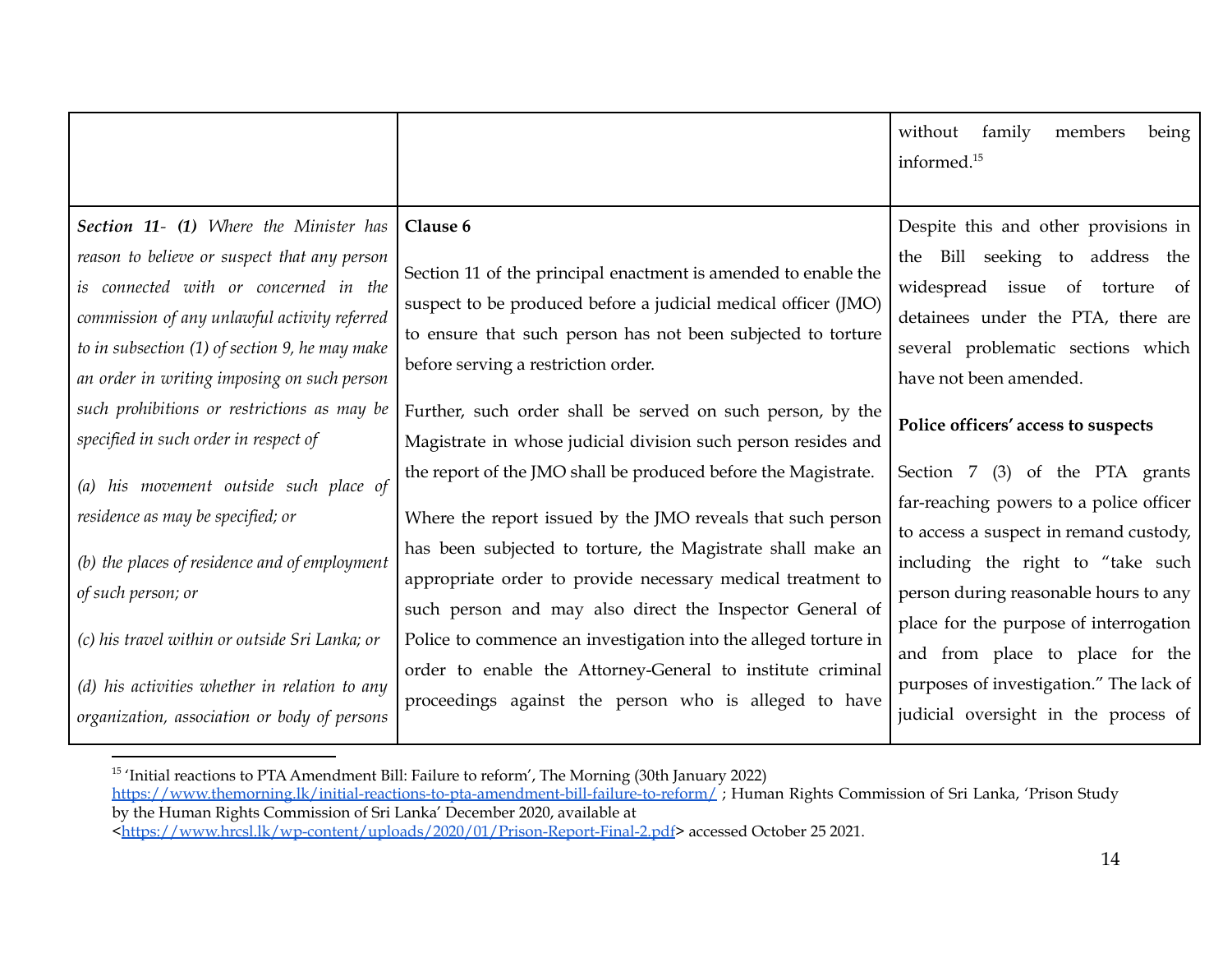| | | |
|---|---|---|
| | | without family members being informed.[15] |
| ***Section 11**- **(1)** Where the Minister has reason to believe or suspect that any person is connected with or concerned in the commission of any unlawful activity referred to in subsection (1) of section 9, he may make an order in writing imposing on such person such prohibitions or restrictions as may be specified in such order in respect of*<br><br>*(a) his movement outside such place of residence as may be specified; or*<br><br>*(b) the places of residence and of employment of such person; or*<br><br>*(c) his travel within or outside Sri Lanka; or*<br><br>*(d) his activities whether in relation to any organization, association or body of persons* | **Clause 6**<br><br>Section 11 of the principal enactment is amended to enable the suspect to be produced before a judicial medical officer (JMO) to ensure that such person has not been subjected to torture before serving a restriction order.<br><br>Further, such order shall be served on such person, by the Magistrate in whose judicial division such person resides and the report of the JMO shall be produced before the Magistrate.<br><br>Where the report issued by the JMO reveals that such person has been subjected to torture, the Magistrate shall make an appropriate order to provide necessary medical treatment to such person and may also direct the Inspector General of Police to commence an investigation into the alleged torture in order to enable the Attorney-General to institute criminal proceedings against the person who is alleged to have | Despite this and other provisions in the Bill seeking to address the widespread issue of torture of detainees under the PTA, there are several problematic sections which have not been amended.<br><br>**Police officers' access to suspects**<br><br>Section 7 (3) of the PTA grants far-reaching powers to a police officer to access a suspect in remand custody, including the right to "take such person during reasonable hours to any place for the purpose of interrogation and from place to place for the purposes of investigation." The lack of judicial oversight in the process of |

[15] 'Initial reactions to PTA Amendment Bill: Failure to reform', The Morning (30th January 2022) https://www.themorning.lk/initial-reactions-to-pta-amendment-bill-failure-to-reform/ ; Human Rights Commission of Sri Lanka, 'Prison Study by the Human Rights Commission of Sri Lanka' December 2020, available at <https://www.hrcsl.lk/wp-content/uploads/2020/01/Prison-Report-Final-2.pdf> accessed October 25 2021.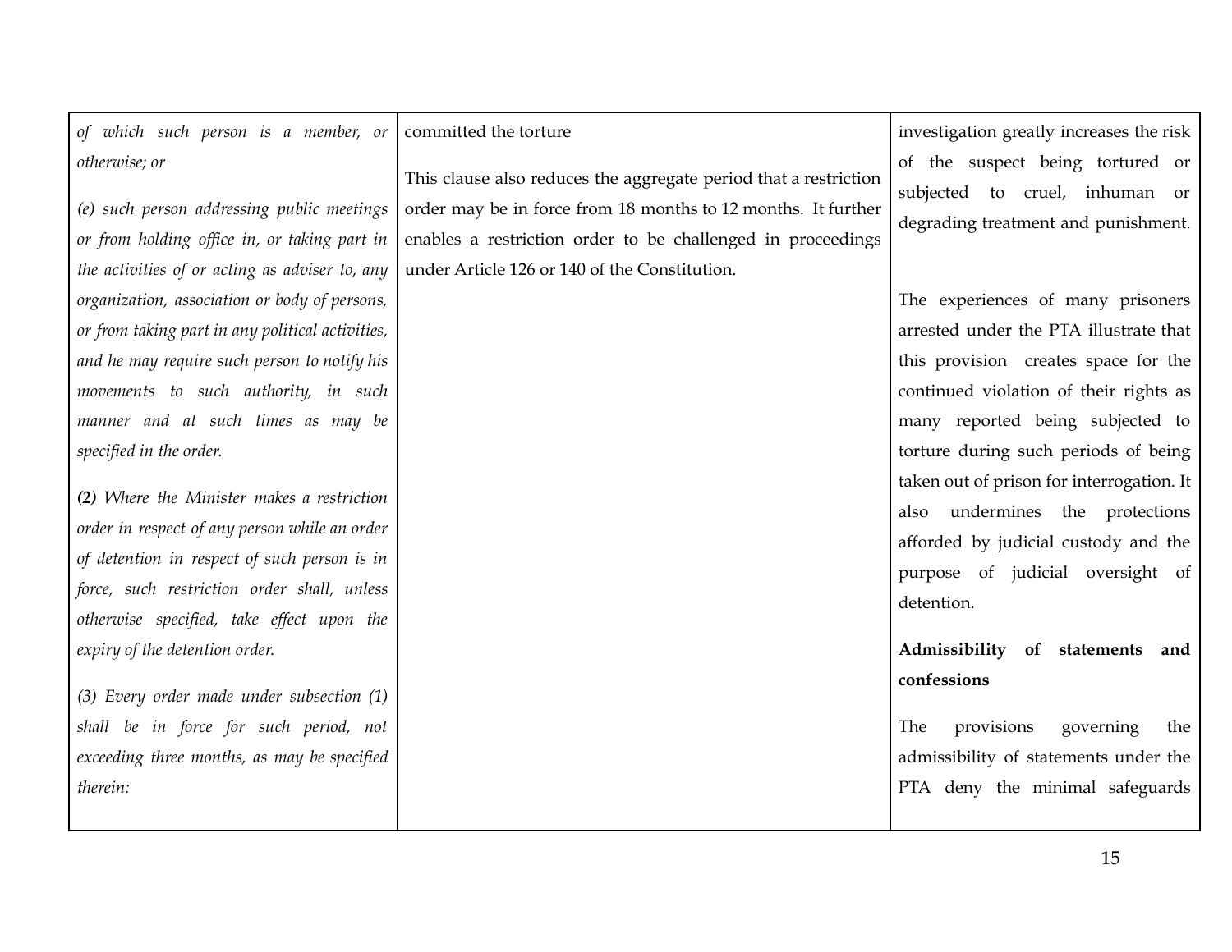| | | |
|---|---|---|
| *of which such person is a member, or otherwise; or*<br><br>*(e) such person addressing public meetings or from holding office in, or taking part in the activities of or acting as adviser to, any organization, association or body of persons, or from taking part in any political activities, and he may require such person to notify his movements to such authority, in such manner and at such times as may be specified in the order.*<br><br>***(2)** Where the Minister makes a restriction order in respect of any person while an order of detention in respect of such person is in force, such restriction order shall, unless otherwise specified, take effect upon the expiry of the detention order.*<br><br>*(3) Every order made under subsection (1) shall be in force for such period, not exceeding three months, as may be specified therein:* | committed the torture<br><br>This clause also reduces the aggregate period that a restriction order may be in force from 18 months to 12 months. It further enables a restriction order to be challenged in proceedings under Article 126 or 140 of the Constitution. | investigation greatly increases the risk of the suspect being tortured or subjected to cruel, inhuman or degrading treatment and punishment.<br><br>The experiences of many prisoners arrested under the PTA illustrate that this provision creates space for the continued violation of their rights as many reported being subjected to torture during such periods of being taken out of prison for interrogation. It also undermines the protections afforded by judicial custody and the purpose of judicial oversight of detention.<br><br>**Admissibility of statements and confessions**<br><br>The provisions governing the admissibility of statements under the PTA deny the minimal safeguards |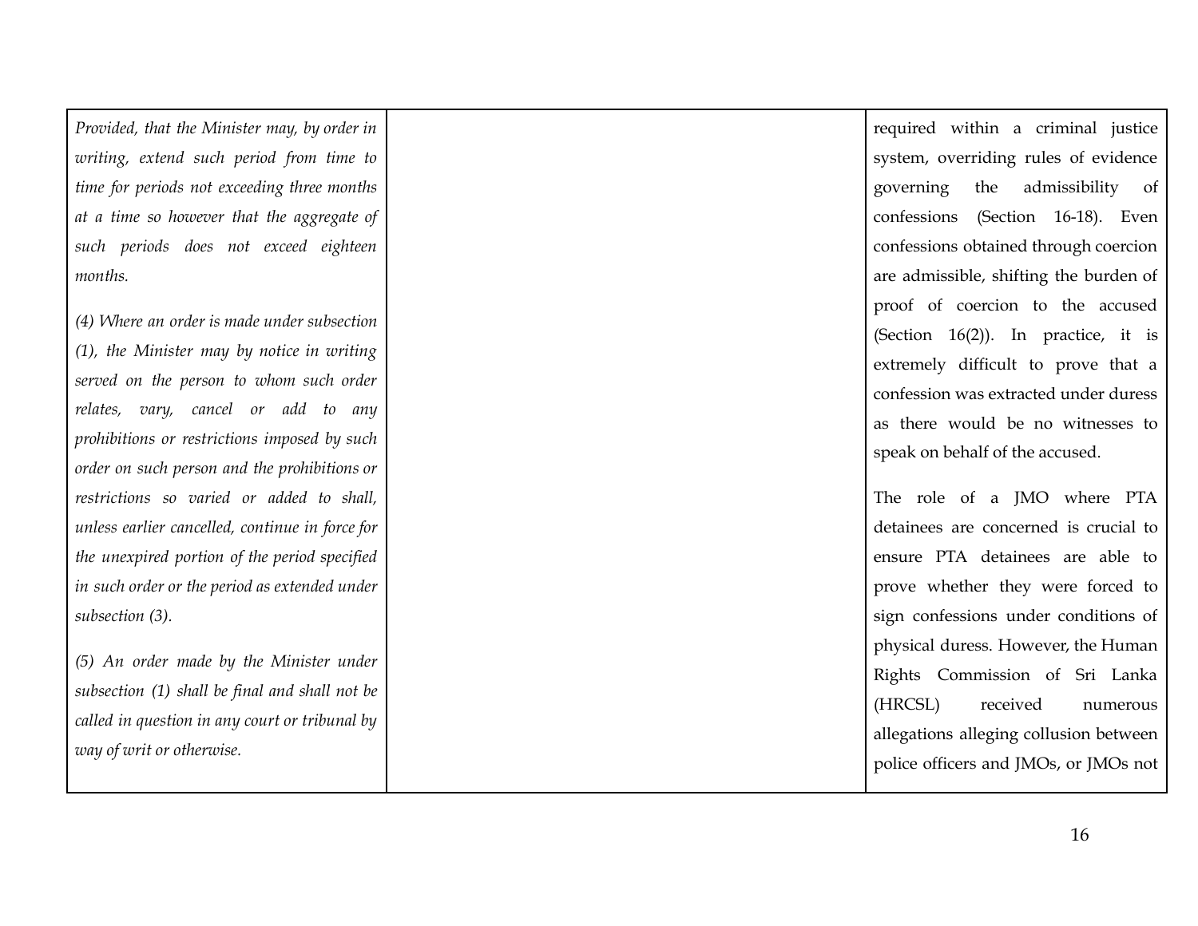| | | |
|---|---|---|
| *Provided, that the Minister may, by order in writing, extend such period from time to time for periods not exceeding three months at a time so however that the aggregate of such periods does not exceed eighteen months.*<br><br>*(4) Where an order is made under subsection (1), the Minister may by notice in writing served on the person to whom such order relates, vary, cancel or add to any prohibitions or restrictions imposed by such order on such person and the prohibitions or restrictions so varied or added to shall, unless earlier cancelled, continue in force for the unexpired portion of the period specified in such order or the period as extended under subsection (3).*<br><br>*(5) An order made by the Minister under subsection (1) shall be final and shall not be called in question in any court or tribunal by way of writ or otherwise.* | | required within a criminal justice system, overriding rules of evidence governing the admissibility of confessions (Section 16-18). Even confessions obtained through coercion are admissible, shifting the burden of proof of coercion to the accused (Section 16(2)). In practice, it is extremely difficult to prove that a confession was extracted under duress as there would be no witnesses to speak on behalf of the accused.<br><br>The role of a JMO where PTA detainees are concerned is crucial to ensure PTA detainees are able to prove whether they were forced to sign confessions under conditions of physical duress. However, the Human Rights Commission of Sri Lanka (HRCSL) received numerous allegations alleging collusion between police officers and JMOs, or JMOs not |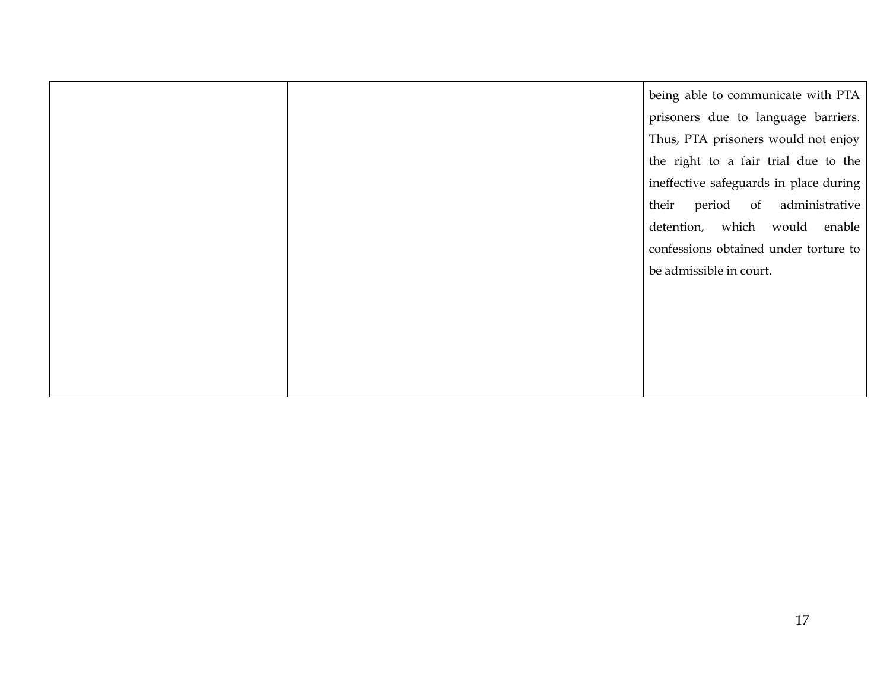| | | |
|---|---|---|
| | | being able to communicate with PTA prisoners due to language barriers. Thus, PTA prisoners would not enjoy the right to a fair trial due to the ineffective safeguards in place during their period of administrative detention, which would enable confessions obtained under torture to be admissible in court. |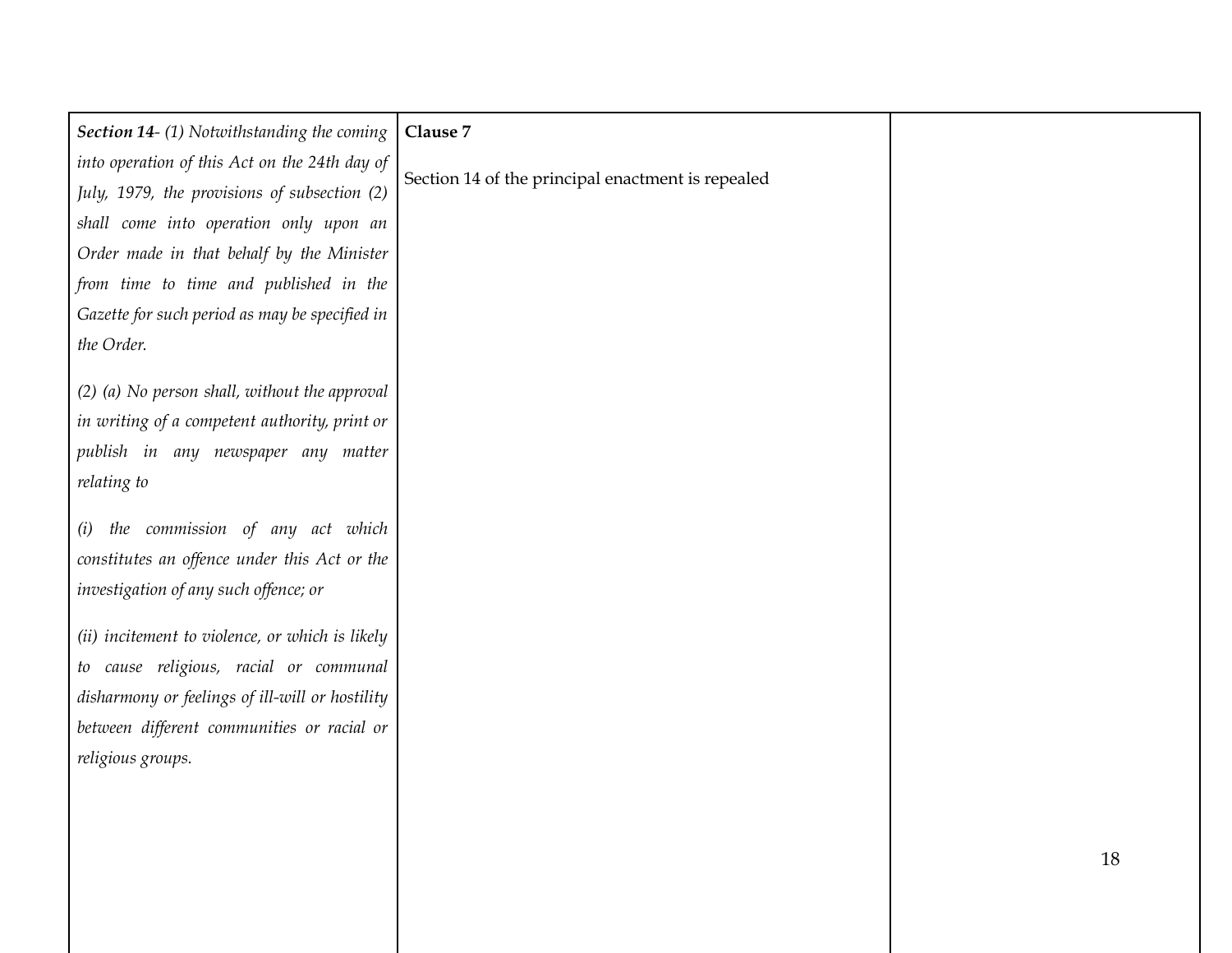| | | |
|---|---|---|
| ***Section 14***- *(1) Notwithstanding the coming into operation of this Act on the 24th day of July, 1979, the provisions of subsection (2) shall come into operation only upon an Order made in that behalf by the Minister from time to time and published in the Gazette for such period as may be specified in the Order.*<br><br>*(2) (a) No person shall, without the approval in writing of a competent authority, print or publish in any newspaper any matter relating to*<br><br>*(i) the commission of any act which constitutes an offence under this Act or the investigation of any such offence; or*<br><br>*(ii) incitement to violence, or which is likely to cause religious, racial or communal disharmony or feelings of ill-will or hostility between different communities or racial or religious groups.* | **Clause 7**<br><br>Section 14 of the principal enactment is repealed | |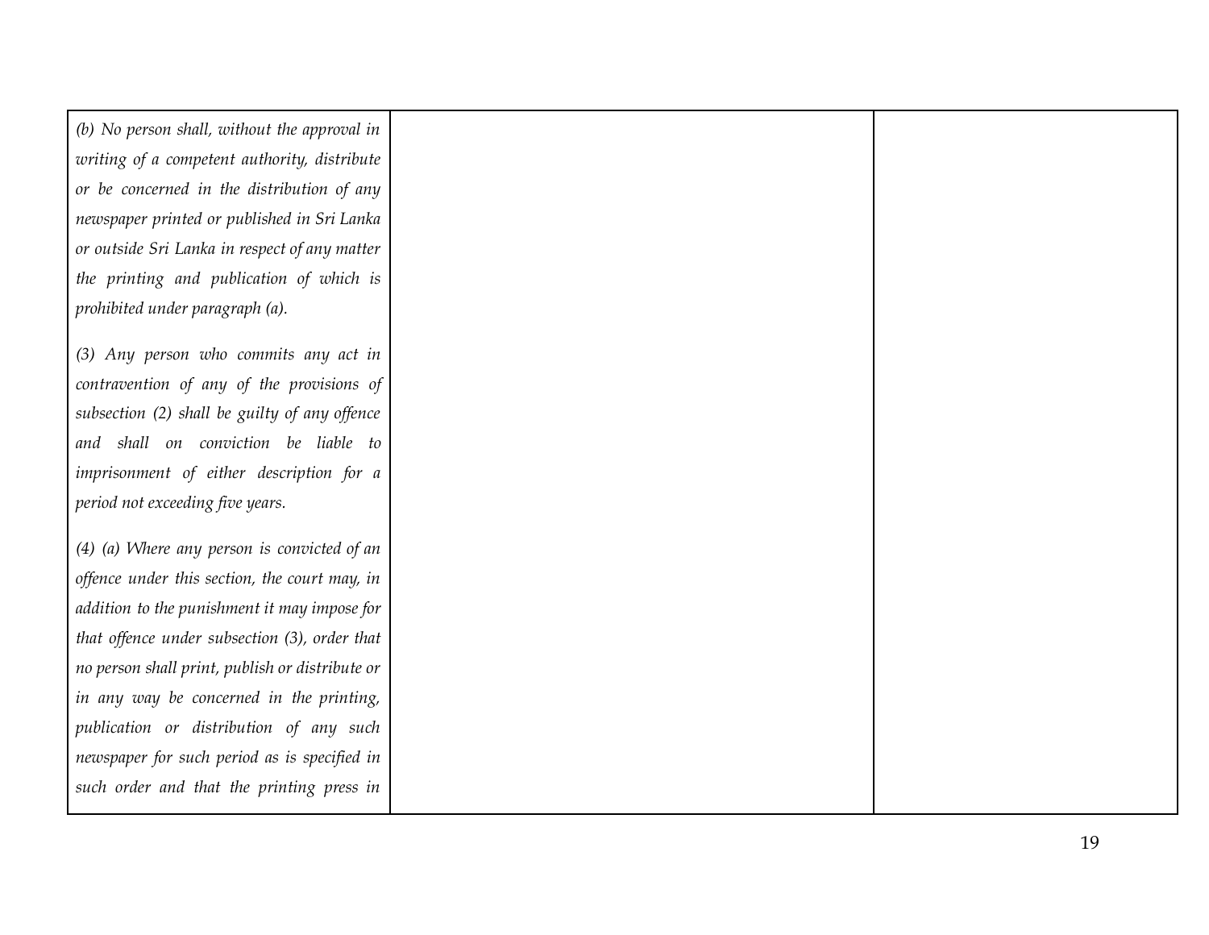| | | |
|---|---|---|
| *(b) No person shall, without the approval in writing of a competent authority, distribute or be concerned in the distribution of any newspaper printed or published in Sri Lanka or outside Sri Lanka in respect of any matter the printing and publication of which is prohibited under paragraph (a).*<br><br>*(3) Any person who commits any act in contravention of any of the provisions of subsection (2) shall be guilty of any offence and shall on conviction be liable to imprisonment of either description for a period not exceeding five years.*<br><br>*(4) (a) Where any person is convicted of an offence under this section, the court may, in addition to the punishment it may impose for that offence under subsection (3), order that no person shall print, publish or distribute or in any way be concerned in the printing, publication or distribution of any such newspaper for such period as is specified in such order and that the printing press in* | | |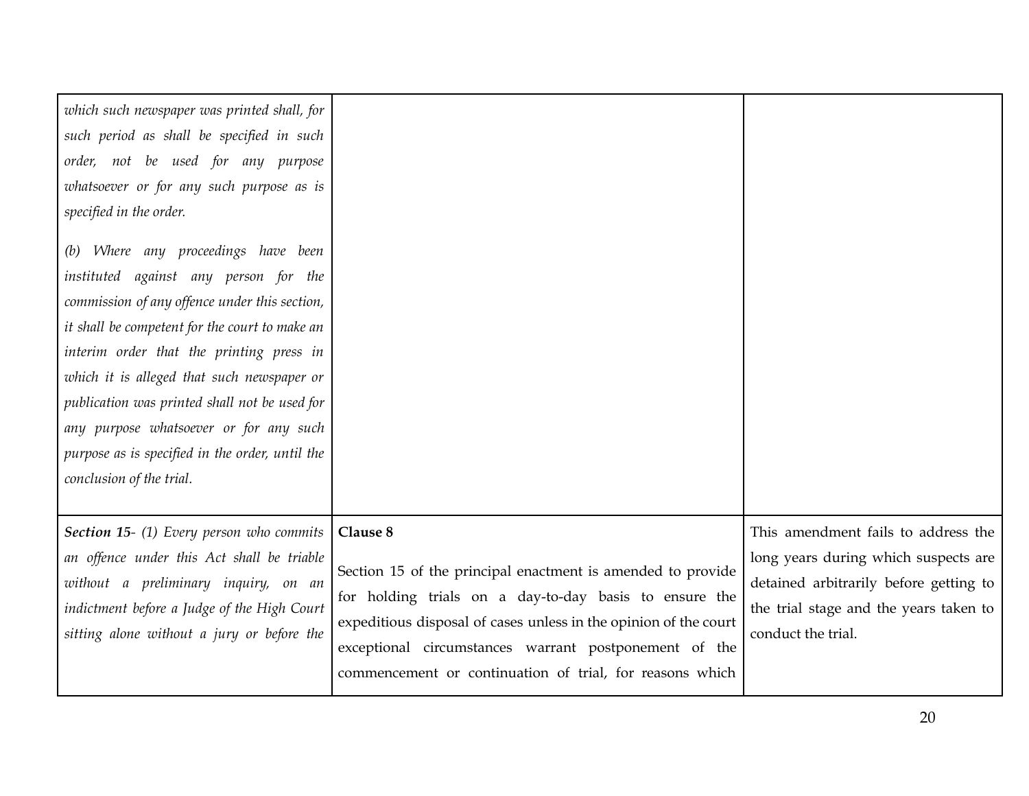| | | |
|---|---|---|
| *which such newspaper was printed shall, for such period as shall be specified in such order, not be used for any purpose whatsoever or for any such purpose as is specified in the order.* <br><br> *(b) Where any proceedings have been instituted against any person for the commission of any offence under this section, it shall be competent for the court to make an interim order that the printing press in which it is alleged that such newspaper or publication was printed shall not be used for any purpose whatsoever or for any such purpose as is specified in the order, until the conclusion of the trial.* | | |
| ***Section 15**- (1) Every person who commits an offence under this Act shall be triable without a preliminary inquiry, on an indictment before a Judge of the High Court sitting alone without a jury or before the* | **Clause 8** <br><br> Section 15 of the principal enactment is amended to provide for holding trials on a day-to-day basis to ensure the expeditious disposal of cases unless in the opinion of the court exceptional circumstances warrant postponement of the commencement or continuation of trial, for reasons which | This amendment fails to address the long years during which suspects are detained arbitrarily before getting to the trial stage and the years taken to conduct the trial. |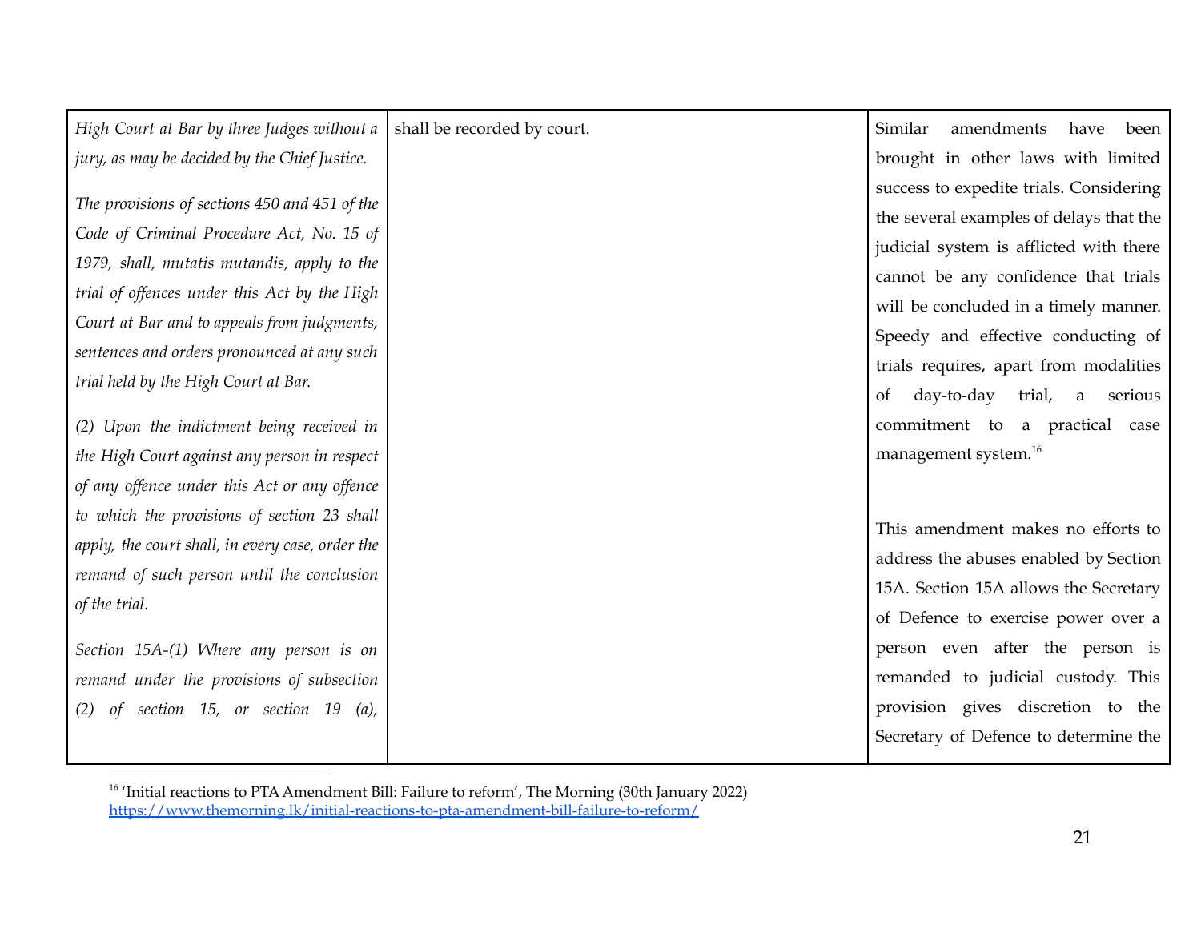| | | |
|---|---|---|
| *High Court at Bar by three Judges without a jury, as may be decided by the Chief Justice.*<br><br>*The provisions of sections 450 and 451 of the Code of Criminal Procedure Act, No. 15 of 1979, shall, mutatis mutandis, apply to the trial of offences under this Act by the High Court at Bar and to appeals from judgments, sentences and orders pronounced at any such trial held by the High Court at Bar.*<br><br>*(2) Upon the indictment being received in the High Court against any person in respect of any offence under this Act or any offence to which the provisions of section 23 shall apply, the court shall, in every case, order the remand of such person until the conclusion of the trial.*<br><br>*Section 15A-(1) Where any person is on remand under the provisions of subsection (2) of section 15, or section 19 (a),* | shall be recorded by court. | Similar amendments have been brought in other laws with limited success to expedite trials. Considering the several examples of delays that the judicial system is afflicted with there cannot be any confidence that trials will be concluded in a timely manner. Speedy and effective conducting of trials requires, apart from modalities of day-to-day trial, a serious commitment to a practical case management system.[16]<br><br>This amendment makes no efforts to address the abuses enabled by Section 15A. Section 15A allows the Secretary of Defence to exercise power over a person even after the person is remanded to judicial custody. This provision gives discretion to the Secretary of Defence to determine the |

[16] 'Initial reactions to PTA Amendment Bill: Failure to reform', The Morning (30th January 2022) https://www.themorning.lk/initial-reactions-to-pta-amendment-bill-failure-to-reform/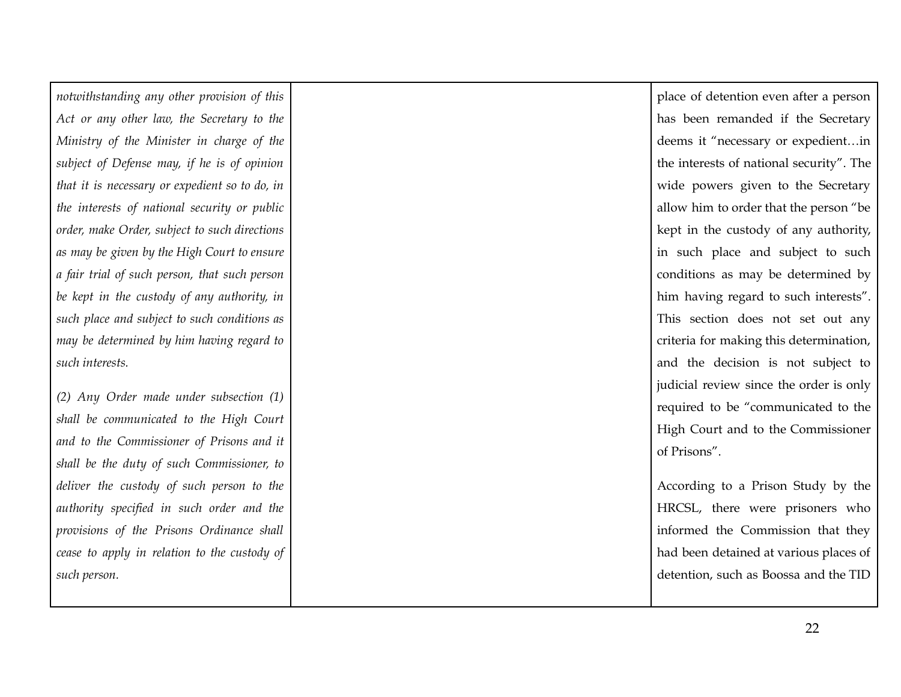| | | |
|---|---|---|
| *notwithstanding any other provision of this Act or any other law, the Secretary to the Ministry of the Minister in charge of the subject of Defense may, if he is of opinion that it is necessary or expedient so to do, in the interests of national security or public order, make Order, subject to such directions as may be given by the High Court to ensure a fair trial of such person, that such person be kept in the custody of any authority, in such place and subject to such conditions as may be determined by him having regard to such interests.*<br><br>*(2) Any Order made under subsection (1) shall be communicated to the High Court and to the Commissioner of Prisons and it shall be the duty of such Commissioner, to deliver the custody of such person to the authority specified in such order and the provisions of the Prisons Ordinance shall cease to apply in relation to the custody of such person.* | | place of detention even after a person has been remanded if the Secretary deems it "necessary or expedient…in the interests of national security". The wide powers given to the Secretary allow him to order that the person "be kept in the custody of any authority, in such place and subject to such conditions as may be determined by him having regard to such interests". This section does not set out any criteria for making this determination, and the decision is not subject to judicial review since the order is only required to be "communicated to the High Court and to the Commissioner of Prisons".<br><br>According to a Prison Study by the HRCSL, there were prisoners who informed the Commission that they had been detained at various places of detention, such as Boossa and the TID |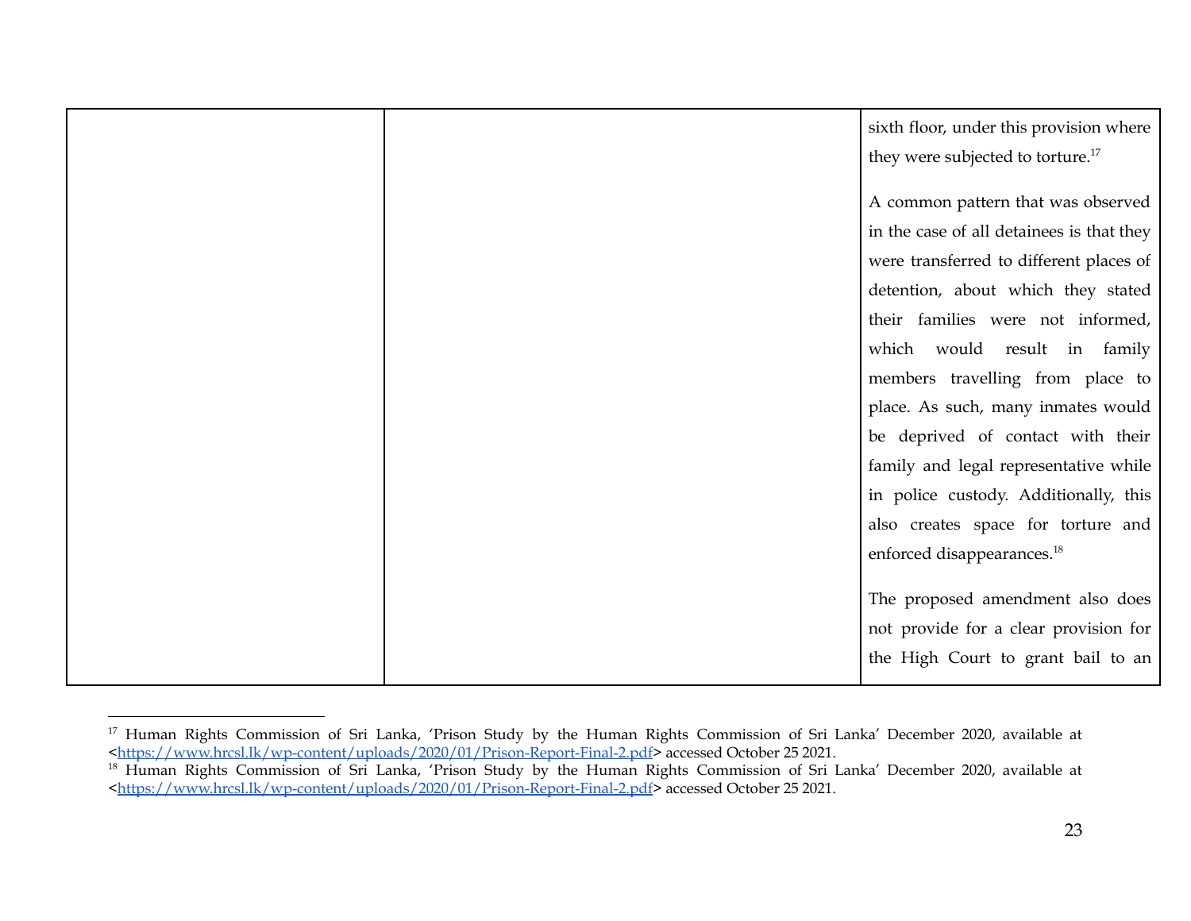| | | |
|---|---|---|
| | | sixth floor, under this provision where they were subjected to torture.[17]<br><br>A common pattern that was observed in the case of all detainees is that they were transferred to different places of detention, about which they stated their families were not informed, which would result in family members travelling from place to place. As such, many inmates would be deprived of contact with their family and legal representative while in police custody. Additionally, this also creates space for torture and enforced disappearances.[18]<br><br>The proposed amendment also does not provide for a clear provision for the High Court to grant bail to an |

[17] Human Rights Commission of Sri Lanka, 'Prison Study by the Human Rights Commission of Sri Lanka' December 2020, available at <https://www.hrcsl.lk/wp-content/uploads/2020/01/Prison-Report-Final-2.pdf> accessed October 25 2021.

[18] Human Rights Commission of Sri Lanka, 'Prison Study by the Human Rights Commission of Sri Lanka' December 2020, available at <https://www.hrcsl.lk/wp-content/uploads/2020/01/Prison-Report-Final-2.pdf> accessed October 25 2021.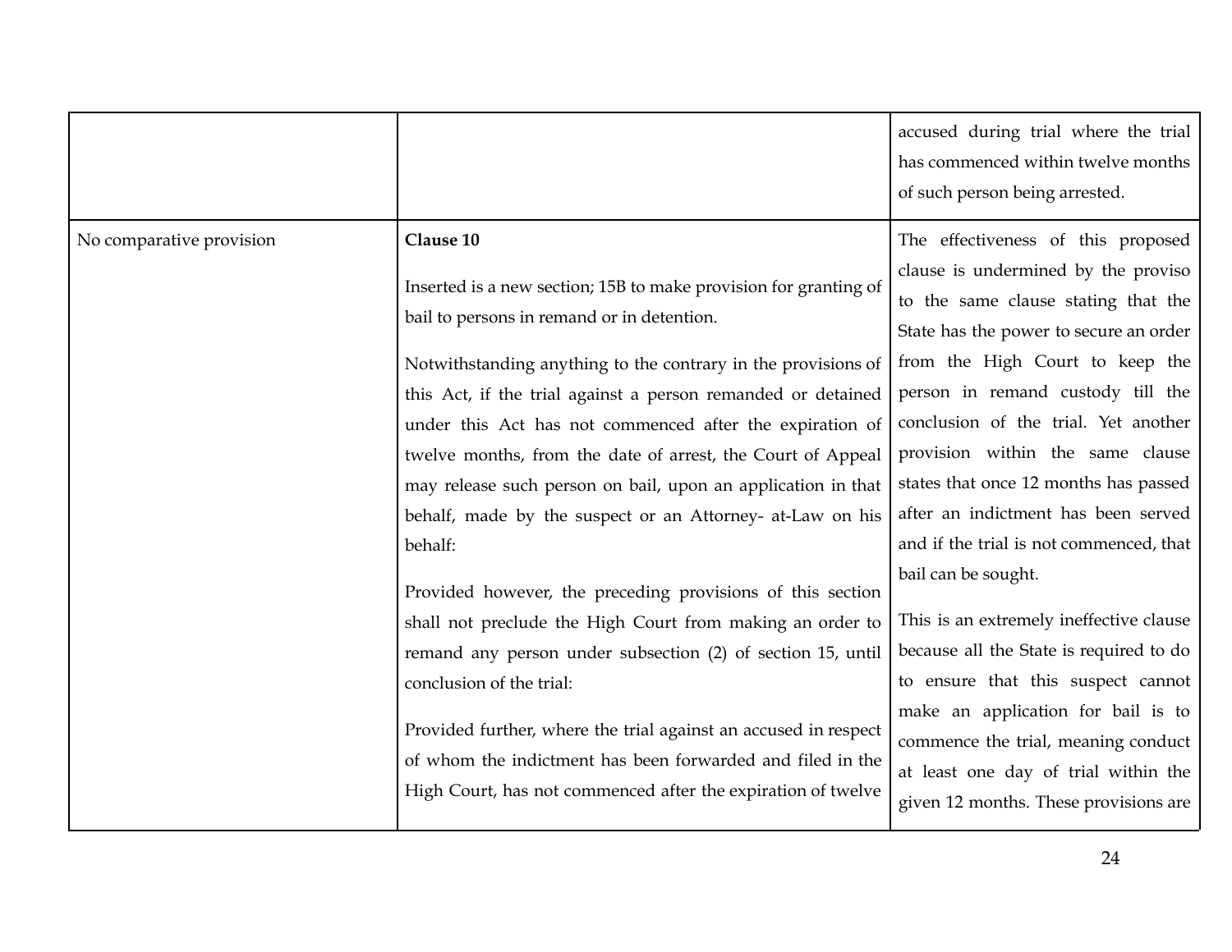| | | |
|---|---|---|
| | | accused during trial where the trial has commenced within twelve months of such person being arrested. |
| No comparative provision | **Clause 10**<br><br>Inserted is a new section; 15B to make provision for granting of bail to persons in remand or in detention.<br><br>Notwithstanding anything to the contrary in the provisions of this Act, if the trial against a person remanded or detained under this Act has not commenced after the expiration of twelve months, from the date of arrest, the Court of Appeal may release such person on bail, upon an application in that behalf, made by the suspect or an Attorney- at-Law on his behalf:<br><br>Provided however, the preceding provisions of this section shall not preclude the High Court from making an order to remand any person under subsection (2) of section 15, until conclusion of the trial:<br><br>Provided further, where the trial against an accused in respect of whom the indictment has been forwarded and filed in the High Court, has not commenced after the expiration of twelve | The effectiveness of this proposed clause is undermined by the proviso to the same clause stating that the State has the power to secure an order from the High Court to keep the person in remand custody till the conclusion of the trial. Yet another provision within the same clause states that once 12 months has passed after an indictment has been served and if the trial is not commenced, that bail can be sought.<br><br>This is an extremely ineffective clause because all the State is required to do to ensure that this suspect cannot make an application for bail is to commence the trial, meaning conduct at least one day of trial within the given 12 months. These provisions are |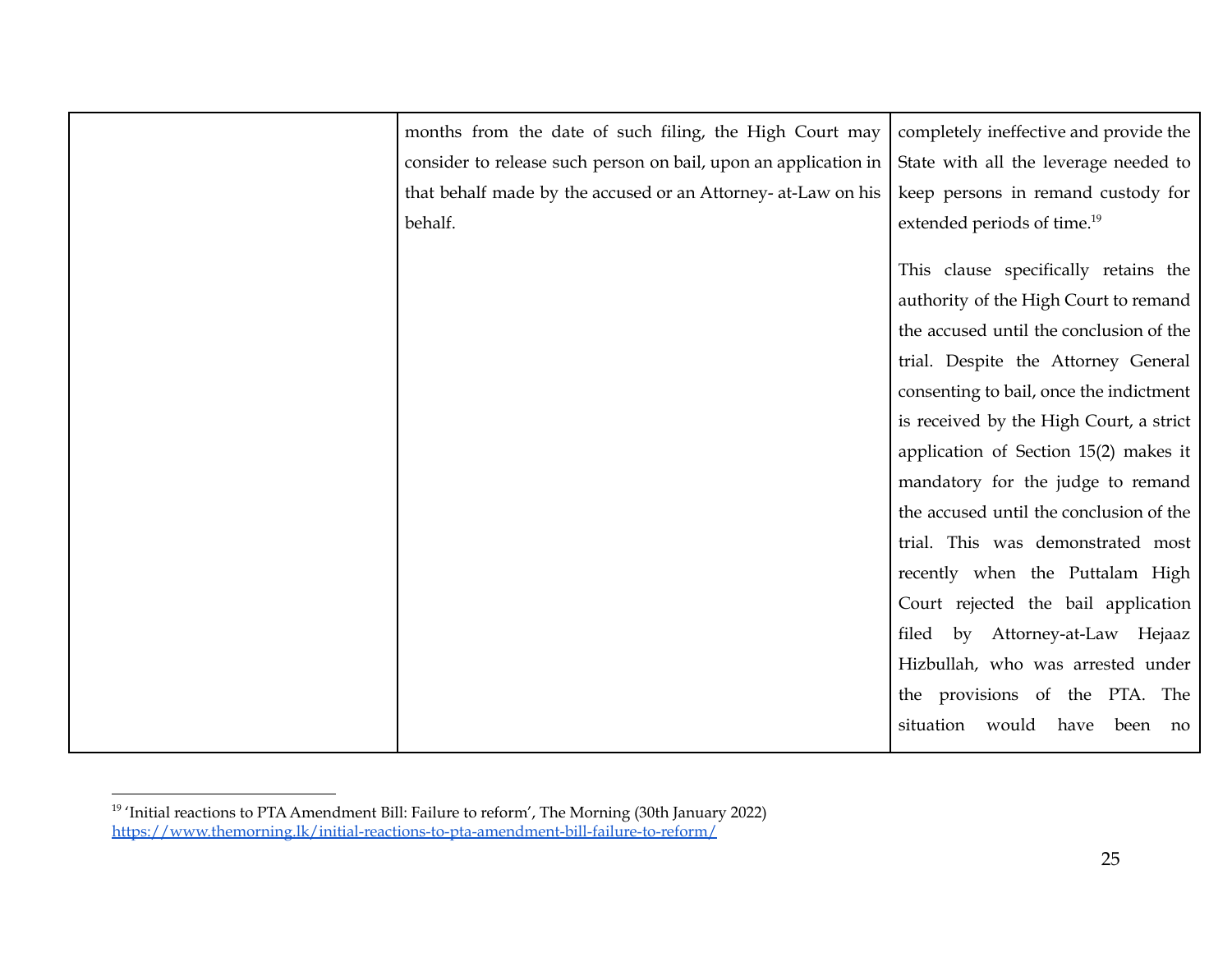| | | |
|---|---|---|
| | months from the date of such filing, the High Court may consider to release such person on bail, upon an application in that behalf made by the accused or an Attorney- at-Law on his behalf. | completely ineffective and provide the State with all the leverage needed to keep persons in remand custody for extended periods of time.[19]<br><br>This clause specifically retains the authority of the High Court to remand the accused until the conclusion of the trial. Despite the Attorney General consenting to bail, once the indictment is received by the High Court, a strict application of Section 15(2) makes it mandatory for the judge to remand the accused until the conclusion of the trial. This was demonstrated most recently when the Puttalam High Court rejected the bail application filed by Attorney-at-Law Hejaaz Hizbullah, who was arrested under the provisions of the PTA. The situation would have been no |

[19] 'Initial reactions to PTA Amendment Bill: Failure to reform', The Morning (30th January 2022) https://www.themorning.lk/initial-reactions-to-pta-amendment-bill-failure-to-reform/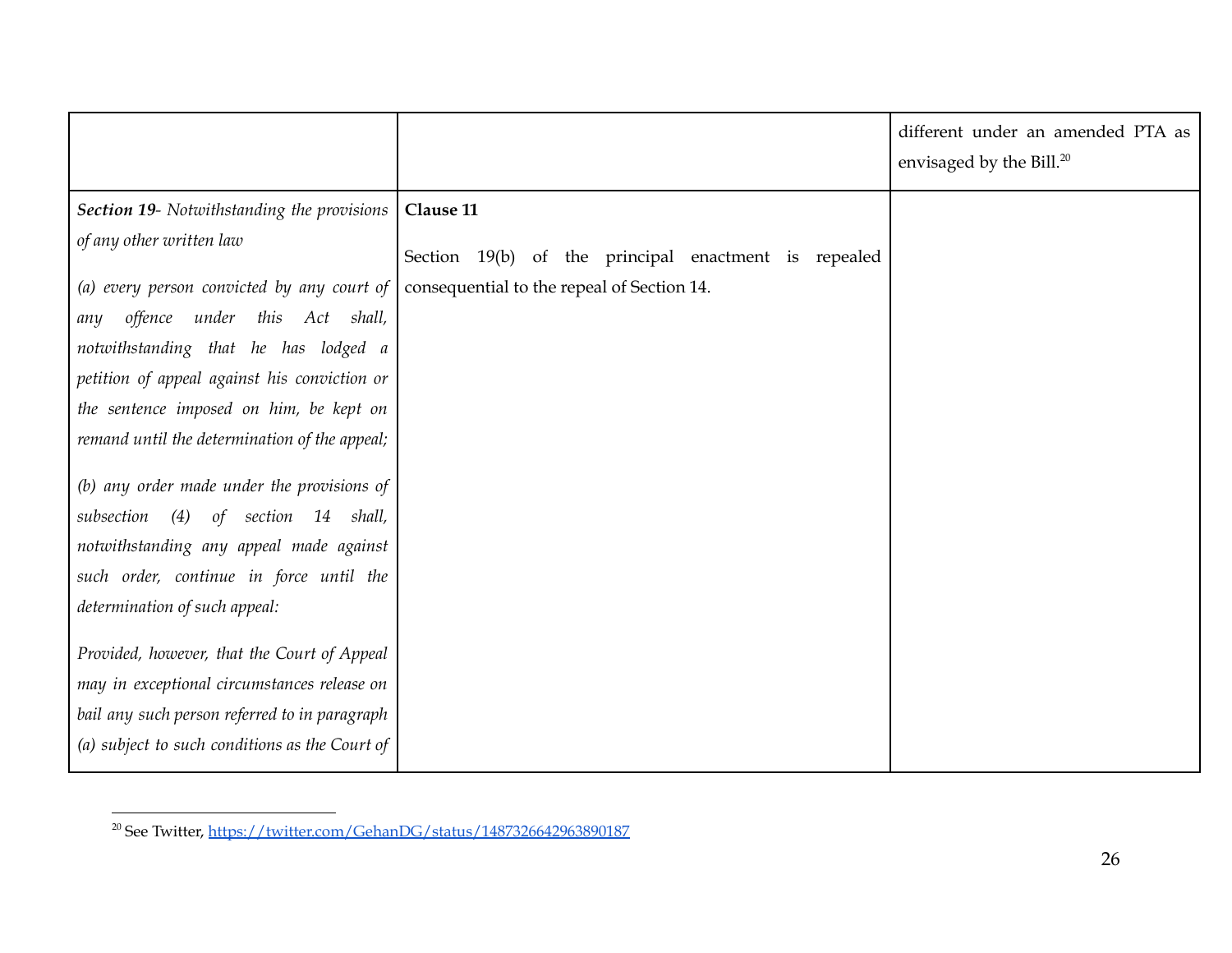| | | |
|---|---|---|
| | | different under an amended PTA as envisaged by the Bill.[20] |
| ***Section 19**- Notwithstanding the provisions of any other written law*<br><br>*(a) every person convicted by any court of any offence under this Act shall, notwithstanding that he has lodged a petition of appeal against his conviction or the sentence imposed on him, be kept on remand until the determination of the appeal;*<br><br>*(b) any order made under the provisions of subsection (4) of section 14 shall, notwithstanding any appeal made against such order, continue in force until the determination of such appeal:*<br><br>*Provided, however, that the Court of Appeal may in exceptional circumstances release on bail any such person referred to in paragraph (a) subject to such conditions as the Court of* | **Clause 11**<br><br>Section 19(b) of the principal enactment is repealed consequential to the repeal of Section 14. | |

[20] See Twitter, https://twitter.com/GehanDG/status/1487326642963890187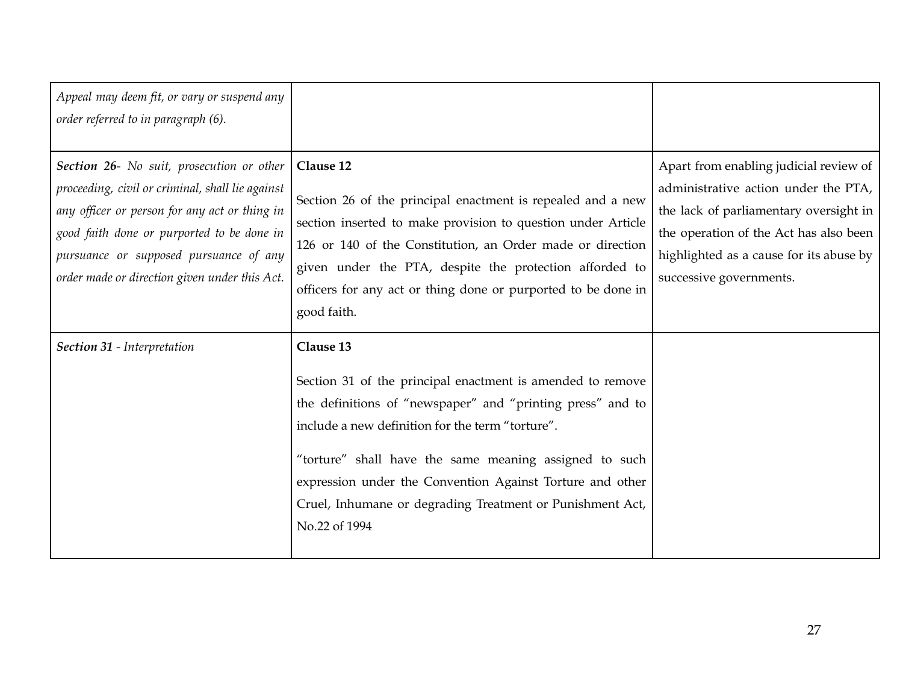| | | |
|---|---|---|
| *Appeal may deem fit, or vary or suspend any order referred to in paragraph (6).* | | |
| ***Section 26****- No suit, prosecution or other proceeding, civil or criminal, shall lie against any officer or person for any act or thing in good faith done or purported to be done in pursuance or supposed pursuance of any order made or direction given under this Act.* | **Clause 12**<br><br>Section 26 of the principal enactment is repealed and a new section inserted to make provision to question under Article 126 or 140 of the Constitution, an Order made or direction given under the PTA, despite the protection afforded to officers for any act or thing done or purported to be done in good faith. | Apart from enabling judicial review of administrative action under the PTA, the lack of parliamentary oversight in the operation of the Act has also been highlighted as a cause for its abuse by successive governments. |
| ***Section 31*** *- Interpretation* | **Clause 13**<br><br>Section 31 of the principal enactment is amended to remove the definitions of "newspaper" and "printing press" and to include a new definition for the term "torture".<br><br>"torture" shall have the same meaning assigned to such expression under the Convention Against Torture and other Cruel, Inhumane or degrading Treatment or Punishment Act, No.22 of 1994 | |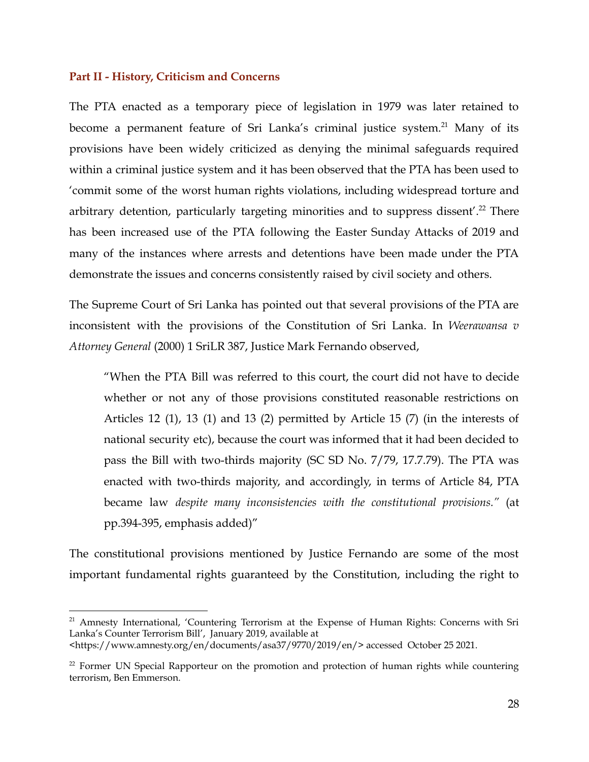## Part II - History, Criticism and Concerns

The PTA enacted as a temporary piece of legislation in 1979 was later retained to become a permanent feature of Sri Lanka's criminal justice system.[21] Many of its provisions have been widely criticized as denying the minimal safeguards required within a criminal justice system and it has been observed that the PTA has been used to 'commit some of the worst human rights violations, including widespread torture and arbitrary detention, particularly targeting minorities and to suppress dissent'.[22] There has been increased use of the PTA following the Easter Sunday Attacks of 2019 and many of the instances where arrests and detentions have been made under the PTA demonstrate the issues and concerns consistently raised by civil society and others.

The Supreme Court of Sri Lanka has pointed out that several provisions of the PTA are inconsistent with the provisions of the Constitution of Sri Lanka. In *Weerawansa v Attorney General* (2000) 1 SriLR 387, Justice Mark Fernando observed,

> "When the PTA Bill was referred to this court, the court did not have to decide whether or not any of those provisions constituted reasonable restrictions on Articles 12 (1), 13 (1) and 13 (2) permitted by Article 15 (7) (in the interests of national security etc), because the court was informed that it had been decided to pass the Bill with two-thirds majority (SC SD No. 7/79, 17.7.79). The PTA was enacted with two-thirds majority, and accordingly, in terms of Article 84, PTA became law *despite many inconsistencies with the constitutional provisions."* (at pp.394-395, emphasis added)"

The constitutional provisions mentioned by Justice Fernando are some of the most important fundamental rights guaranteed by the Constitution, including the right to

---

[21] Amnesty International, 'Countering Terrorism at the Expense of Human Rights: Concerns with Sri Lanka's Counter Terrorism Bill', January 2019, available at <https://www.amnesty.org/en/documents/asa37/9770/2019/en/> accessed October 25 2021.

[22] Former UN Special Rapporteur on the promotion and protection of human rights while countering terrorism, Ben Emmerson.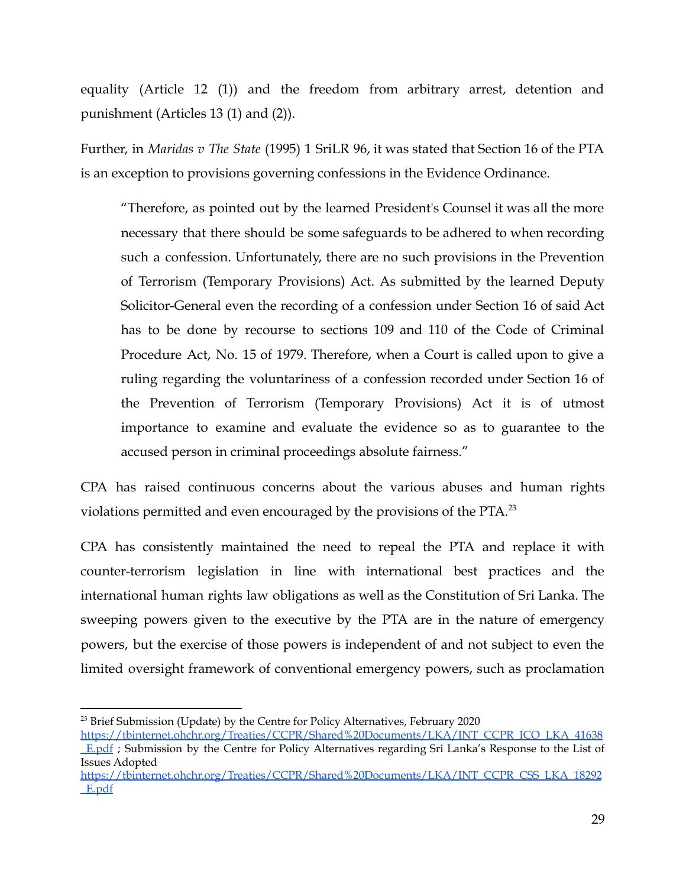equality (Article 12 (1)) and the freedom from arbitrary arrest, detention and punishment (Articles 13 (1) and (2)).

Further, in *Maridas v The State* (1995) 1 SriLR 96, it was stated that Section 16 of the PTA is an exception to provisions governing confessions in the Evidence Ordinance.

> "Therefore, as pointed out by the learned President's Counsel it was all the more necessary that there should be some safeguards to be adhered to when recording such a confession. Unfortunately, there are no such provisions in the Prevention of Terrorism (Temporary Provisions) Act. As submitted by the learned Deputy Solicitor-General even the recording of a confession under Section 16 of said Act has to be done by recourse to sections 109 and 110 of the Code of Criminal Procedure Act, No. 15 of 1979. Therefore, when a Court is called upon to give a ruling regarding the voluntariness of a confession recorded under Section 16 of the Prevention of Terrorism (Temporary Provisions) Act it is of utmost importance to examine and evaluate the evidence so as to guarantee to the accused person in criminal proceedings absolute fairness."

CPA has raised continuous concerns about the various abuses and human rights violations permitted and even encouraged by the provisions of the PTA.[23]

CPA has consistently maintained the need to repeal the PTA and replace it with counter-terrorism legislation in line with international best practices and the international human rights law obligations as well as the Constitution of Sri Lanka. The sweeping powers given to the executive by the PTA are in the nature of emergency powers, but the exercise of those powers is independent of and not subject to even the limited oversight framework of conventional emergency powers, such as proclamation

---

[23] Brief Submission (Update) by the Centre for Policy Alternatives, February 2020 https://tbinternet.ohchr.org/Treaties/CCPR/Shared%20Documents/LKA/INT_CCPR_ICO_LKA_41638_E.pdf ; Submission by the Centre for Policy Alternatives regarding Sri Lanka's Response to the List of Issues Adopted https://tbinternet.ohchr.org/Treaties/CCPR/Shared%20Documents/LKA/INT_CCPR_CSS_LKA_18292_E.pdf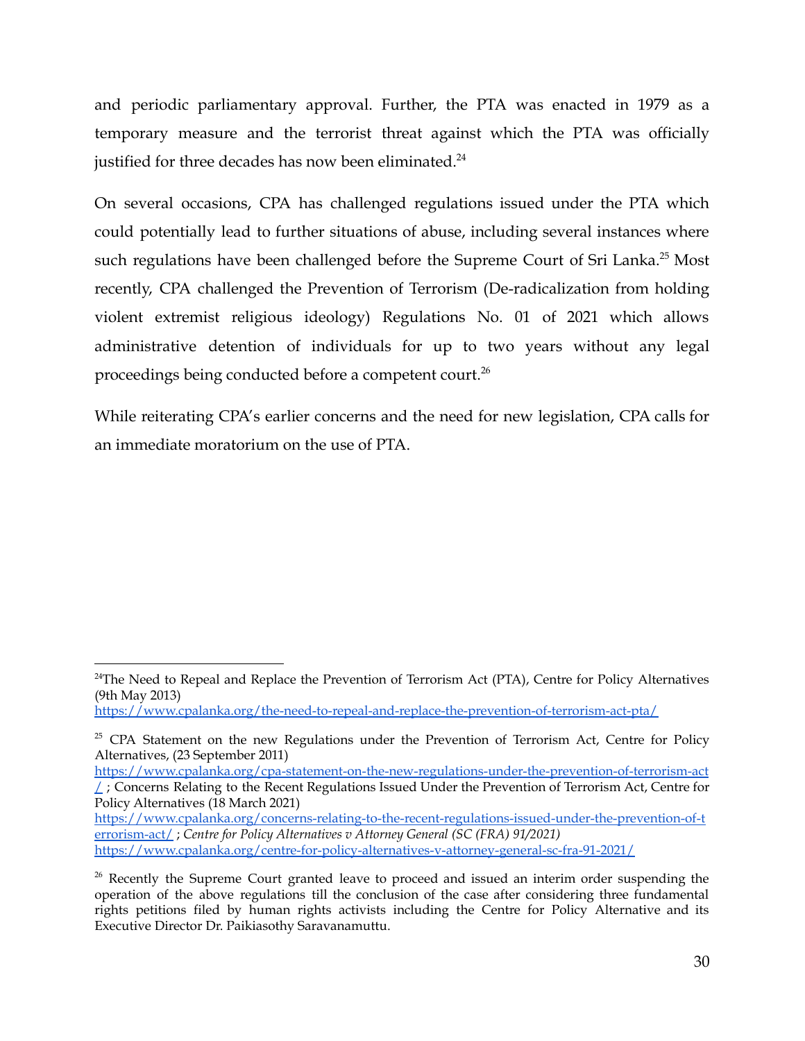and periodic parliamentary approval. Further, the PTA was enacted in 1979 as a temporary measure and the terrorist threat against which the PTA was officially justified for three decades has now been eliminated.[24]

On several occasions, CPA has challenged regulations issued under the PTA which could potentially lead to further situations of abuse, including several instances where such regulations have been challenged before the Supreme Court of Sri Lanka.[25] Most recently, CPA challenged the Prevention of Terrorism (De-radicalization from holding violent extremist religious ideology) Regulations No. 01 of 2021 which allows administrative detention of individuals for up to two years without any legal proceedings being conducted before a competent court.[26]

While reiterating CPA's earlier concerns and the need for new legislation, CPA calls for an immediate moratorium on the use of PTA.

---

[24]The Need to Repeal and Replace the Prevention of Terrorism Act (PTA), Centre for Policy Alternatives (9th May 2013) https://www.cpalanka.org/the-need-to-repeal-and-replace-the-prevention-of-terrorism-act-pta/

[25] CPA Statement on the new Regulations under the Prevention of Terrorism Act, Centre for Policy Alternatives, (23 September 2011) https://www.cpalanka.org/cpa-statement-on-the-new-regulations-under-the-prevention-of-terrorism-act/ ; Concerns Relating to the Recent Regulations Issued Under the Prevention of Terrorism Act, Centre for Policy Alternatives (18 March 2021) https://www.cpalanka.org/concerns-relating-to-the-recent-regulations-issued-under-the-prevention-of-terrorism-act/ ; *Centre for Policy Alternatives v Attorney General (SC (FRA) 91/2021)* https://www.cpalanka.org/centre-for-policy-alternatives-v-attorney-general-sc-fra-91-2021/

[26] Recently the Supreme Court granted leave to proceed and issued an interim order suspending the operation of the above regulations till the conclusion of the case after considering three fundamental rights petitions filed by human rights activists including the Centre for Policy Alternative and its Executive Director Dr. Paikiasothy Saravanamuttu.